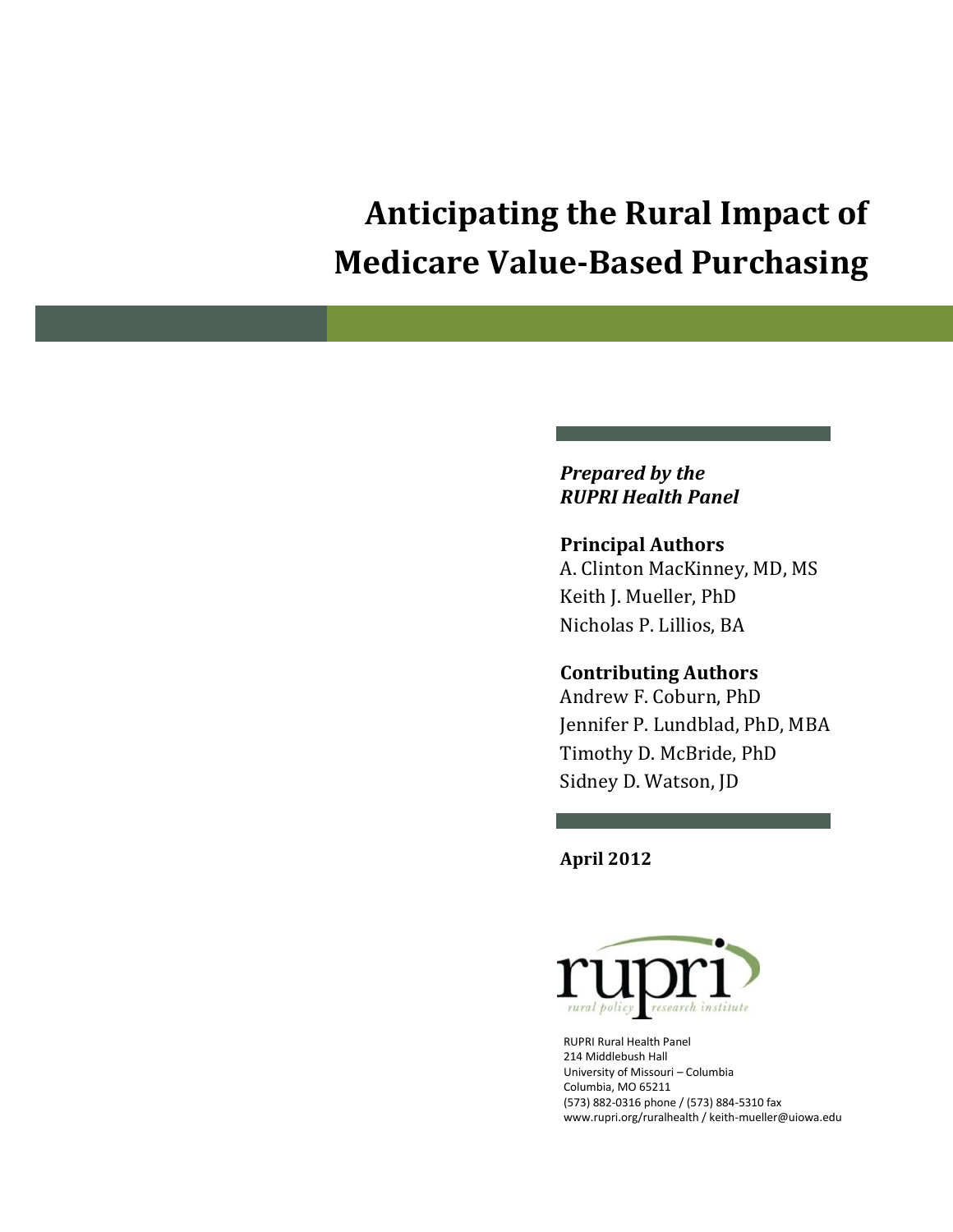# Anticipating the Rural Impact of Medicare Value-Based Purchasing

***Prepared by the RUPRI Health Panel***

**Principal Authors**

A. Clinton MacKinney, MD, MS
Keith J. Mueller, PhD
Nicholas P. Lillios, BA

**Contributing Authors**

Andrew F. Coburn, PhD
Jennifer P. Lundblad, PhD, MBA
Timothy D. McBride, PhD
Sidney D. Watson, JD

**April 2012**

rupri
rural policy research institute

RUPRI Rural Health Panel
214 Middlebush Hall
University of Missouri – Columbia
Columbia, MO 65211
(573) 882-0316 phone / (573) 884-5310 fax
www.rupri.org/ruralhealth / keith-mueller@uiowa.edu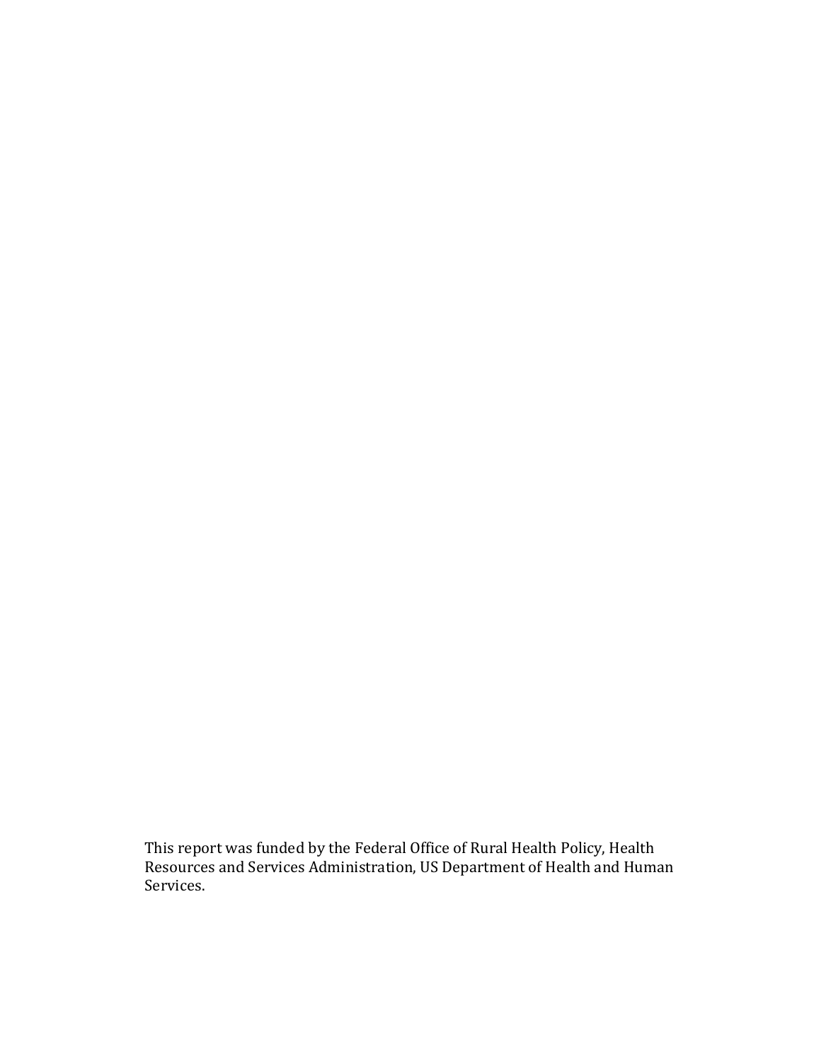This report was funded by the Federal Office of Rural Health Policy, Health Resources and Services Administration, US Department of Health and Human Services.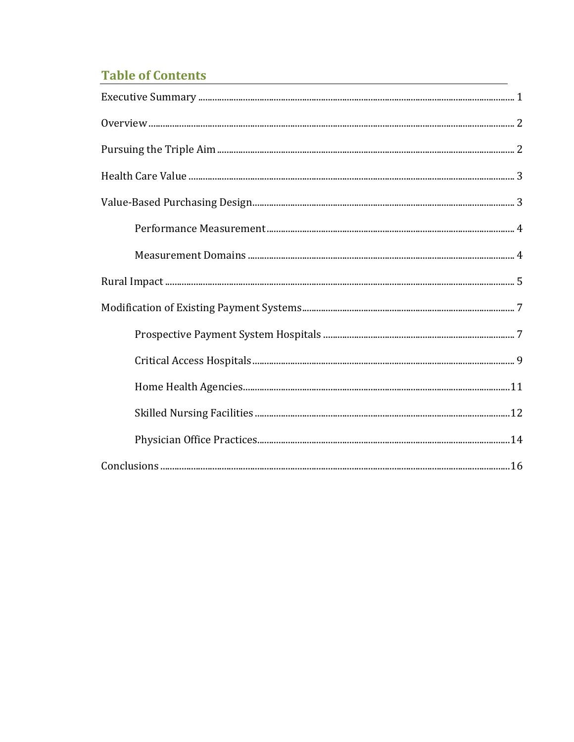## Table of Contents

Executive Summary ........................................................................ 1

Overview ........................................................................ 2

Pursuing the Triple Aim ........................................................................ 2

Health Care Value ........................................................................ 3

Value-Based Purchasing Design ........................................................................ 3

- Performance Measurement ........................................................................ 4
- Measurement Domains ........................................................................ 4

Rural Impact ........................................................................ 5

Modification of Existing Payment Systems ........................................................................ 7

- Prospective Payment System Hospitals ........................................................................ 7
- Critical Access Hospitals ........................................................................ 9
- Home Health Agencies ........................................................................ 11
- Skilled Nursing Facilities ........................................................................ 12
- Physician Office Practices ........................................................................ 14

Conclusions ........................................................................ 16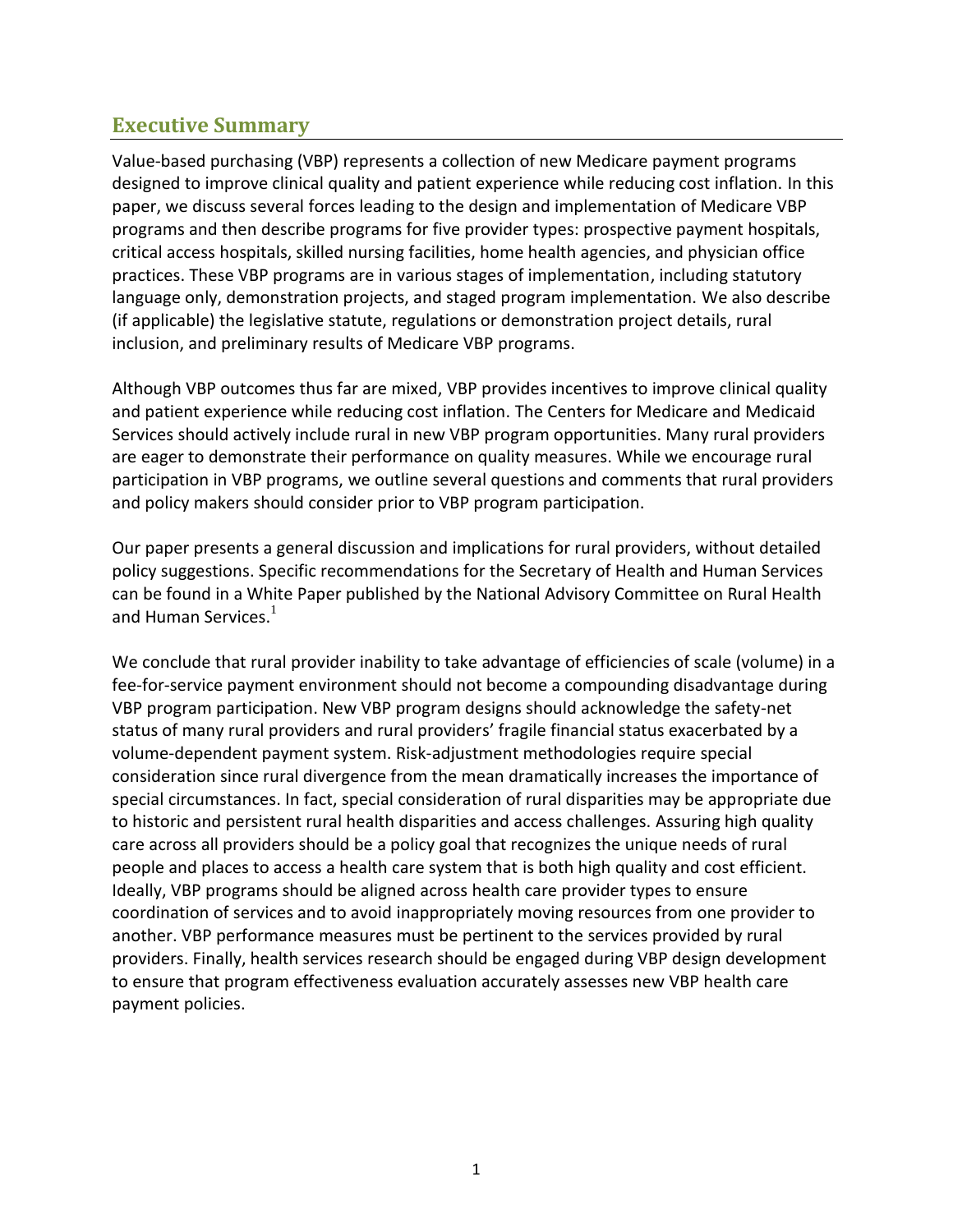## Executive Summary

Value-based purchasing (VBP) represents a collection of new Medicare payment programs designed to improve clinical quality and patient experience while reducing cost inflation. In this paper, we discuss several forces leading to the design and implementation of Medicare VBP programs and then describe programs for five provider types: prospective payment hospitals, critical access hospitals, skilled nursing facilities, home health agencies, and physician office practices. These VBP programs are in various stages of implementation, including statutory language only, demonstration projects, and staged program implementation. We also describe (if applicable) the legislative statute, regulations or demonstration project details, rural inclusion, and preliminary results of Medicare VBP programs.

Although VBP outcomes thus far are mixed, VBP provides incentives to improve clinical quality and patient experience while reducing cost inflation. The Centers for Medicare and Medicaid Services should actively include rural in new VBP program opportunities. Many rural providers are eager to demonstrate their performance on quality measures. While we encourage rural participation in VBP programs, we outline several questions and comments that rural providers and policy makers should consider prior to VBP program participation.

Our paper presents a general discussion and implications for rural providers, without detailed policy suggestions. Specific recommendations for the Secretary of Health and Human Services can be found in a White Paper published by the National Advisory Committee on Rural Health and Human Services.[1]

We conclude that rural provider inability to take advantage of efficiencies of scale (volume) in a fee-for-service payment environment should not become a compounding disadvantage during VBP program participation. New VBP program designs should acknowledge the safety-net status of many rural providers and rural providers' fragile financial status exacerbated by a volume-dependent payment system. Risk-adjustment methodologies require special consideration since rural divergence from the mean dramatically increases the importance of special circumstances. In fact, special consideration of rural disparities may be appropriate due to historic and persistent rural health disparities and access challenges. Assuring high quality care across all providers should be a policy goal that recognizes the unique needs of rural people and places to access a health care system that is both high quality and cost efficient. Ideally, VBP programs should be aligned across health care provider types to ensure coordination of services and to avoid inappropriately moving resources from one provider to another. VBP performance measures must be pertinent to the services provided by rural providers. Finally, health services research should be engaged during VBP design development to ensure that program effectiveness evaluation accurately assesses new VBP health care payment policies.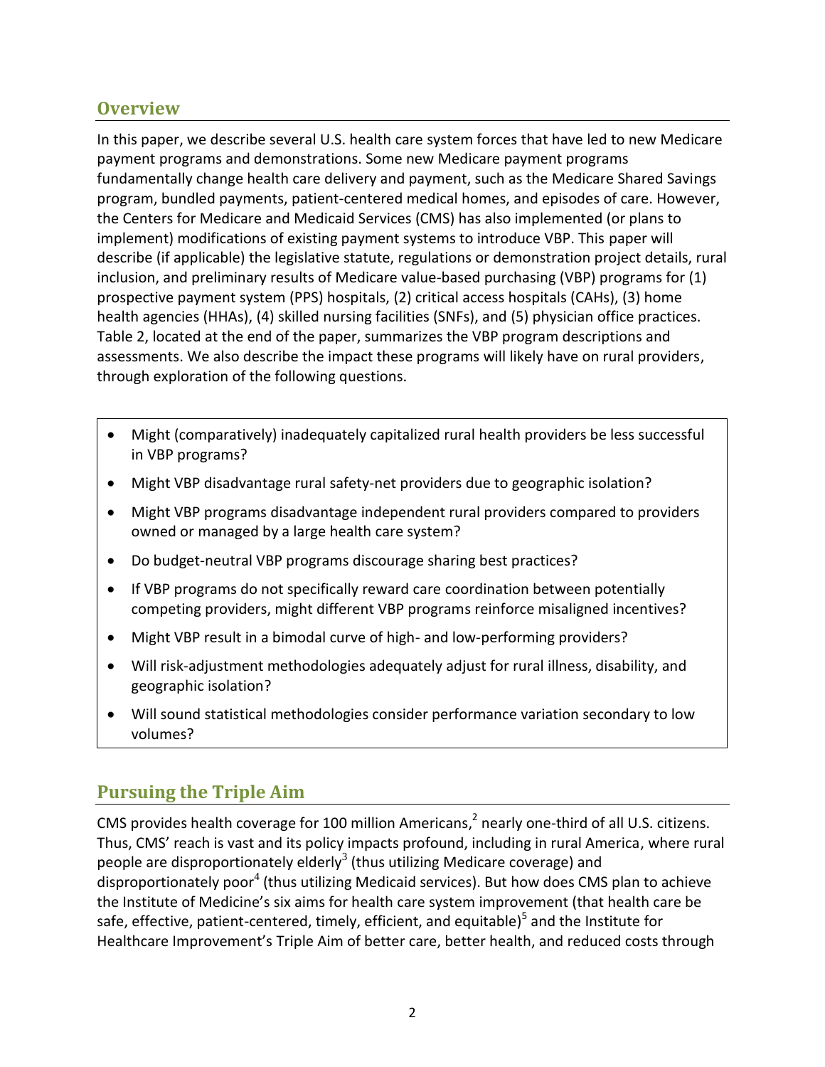## Overview

In this paper, we describe several U.S. health care system forces that have led to new Medicare payment programs and demonstrations. Some new Medicare payment programs fundamentally change health care delivery and payment, such as the Medicare Shared Savings program, bundled payments, patient-centered medical homes, and episodes of care. However, the Centers for Medicare and Medicaid Services (CMS) has also implemented (or plans to implement) modifications of existing payment systems to introduce VBP. This paper will describe (if applicable) the legislative statute, regulations or demonstration project details, rural inclusion, and preliminary results of Medicare value-based purchasing (VBP) programs for (1) prospective payment system (PPS) hospitals, (2) critical access hospitals (CAHs), (3) home health agencies (HHAs), (4) skilled nursing facilities (SNFs), and (5) physician office practices. Table 2, located at the end of the paper, summarizes the VBP program descriptions and assessments. We also describe the impact these programs will likely have on rural providers, through exploration of the following questions.

- Might (comparatively) inadequately capitalized rural health providers be less successful in VBP programs?
- Might VBP disadvantage rural safety-net providers due to geographic isolation?
- Might VBP programs disadvantage independent rural providers compared to providers owned or managed by a large health care system?
- Do budget-neutral VBP programs discourage sharing best practices?
- If VBP programs do not specifically reward care coordination between potentially competing providers, might different VBP programs reinforce misaligned incentives?
- Might VBP result in a bimodal curve of high- and low-performing providers?
- Will risk-adjustment methodologies adequately adjust for rural illness, disability, and geographic isolation?
- Will sound statistical methodologies consider performance variation secondary to low volumes?

## Pursuing the Triple Aim

CMS provides health coverage for 100 million Americans,[2] nearly one-third of all U.S. citizens. Thus, CMS' reach is vast and its policy impacts profound, including in rural America, where rural people are disproportionately elderly[3] (thus utilizing Medicare coverage) and disproportionately poor[4] (thus utilizing Medicaid services). But how does CMS plan to achieve the Institute of Medicine's six aims for health care system improvement (that health care be safe, effective, patient-centered, timely, efficient, and equitable)[5] and the Institute for Healthcare Improvement's Triple Aim of better care, better health, and reduced costs through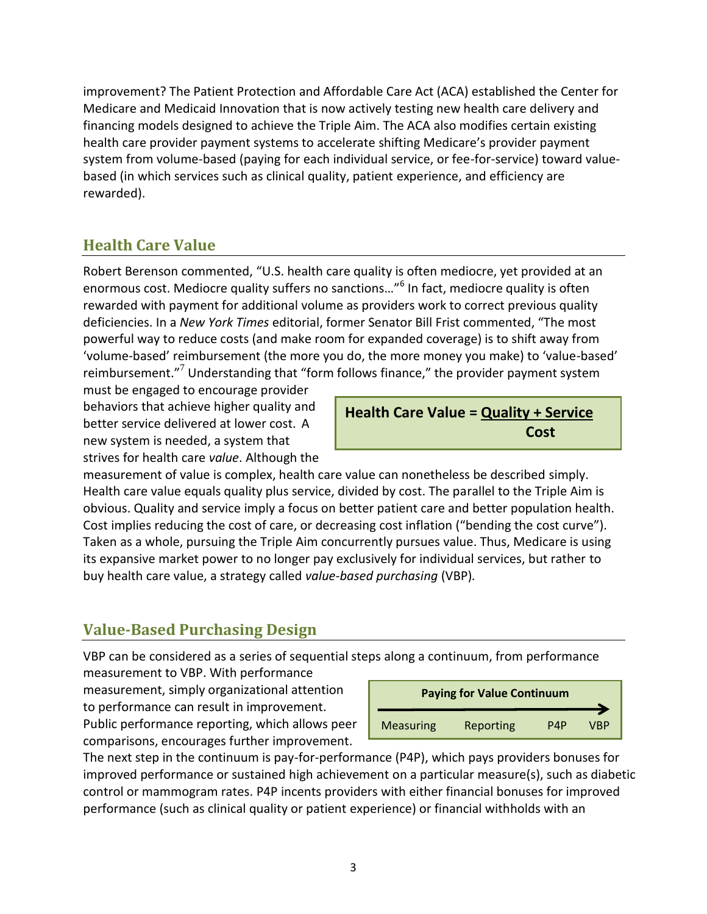improvement? The Patient Protection and Affordable Care Act (ACA) established the Center for Medicare and Medicaid Innovation that is now actively testing new health care delivery and financing models designed to achieve the Triple Aim. The ACA also modifies certain existing health care provider payment systems to accelerate shifting Medicare's provider payment system from volume-based (paying for each individual service, or fee-for-service) toward value-based (in which services such as clinical quality, patient experience, and efficiency are rewarded).

## Health Care Value

Robert Berenson commented, "U.S. health care quality is often mediocre, yet provided at an enormous cost. Mediocre quality suffers no sanctions…"[6] In fact, mediocre quality is often rewarded with payment for additional volume as providers work to correct previous quality deficiencies. In a *New York Times* editorial, former Senator Bill Frist commented, "The most powerful way to reduce costs (and make room for expanded coverage) is to shift away from 'volume-based' reimbursement (the more you do, the more money you make) to 'value-based' reimbursement."[7] Understanding that "form follows finance," the provider payment system must be engaged to encourage provider behaviors that achieve higher quality and better service delivered at lower cost. A new system is needed, a system that strives for health care *value*. Although the measurement of value is complex, health care value can nonetheless be described simply. Health care value equals quality plus service, divided by cost. The parallel to the Triple Aim is obvious. Quality and service imply a focus on better patient care and better population health. Cost implies reducing the cost of care, or decreasing cost inflation ("bending the cost curve"). Taken as a whole, pursuing the Triple Aim concurrently pursues value. Thus, Medicare is using its expansive market power to no longer pay exclusively for individual services, but rather to buy health care value, a strategy called *value-based purchasing* (VBP).

$$\textbf{Health Care Value} = \frac{\textbf{Quality + Service}}{\textbf{Cost}}$$

## Value-Based Purchasing Design

VBP can be considered as a series of sequential steps along a continuum, from performance measurement to VBP. With performance measurement, simply organizational attention to performance can result in improvement. Public performance reporting, which allows peer comparisons, encourages further improvement. The next step in the continuum is pay-for-performance (P4P), which pays providers bonuses for improved performance or sustained high achievement on a particular measure(s), such as diabetic control or mammogram rates. P4P incents providers with either financial bonuses for improved performance (such as clinical quality or patient experience) or financial withholds with an

**Paying for Value Continuum**

Measuring → Reporting → P4P → VBP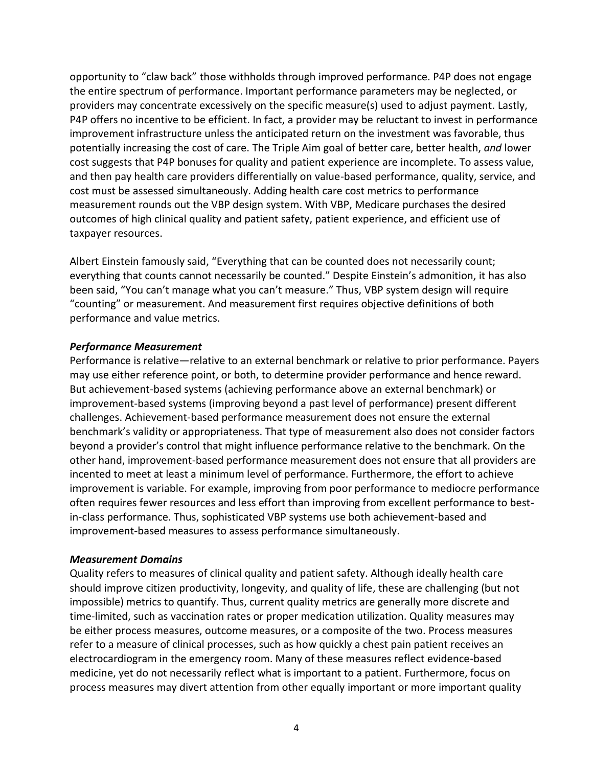opportunity to "claw back" those withholds through improved performance. P4P does not engage the entire spectrum of performance. Important performance parameters may be neglected, or providers may concentrate excessively on the specific measure(s) used to adjust payment. Lastly, P4P offers no incentive to be efficient. In fact, a provider may be reluctant to invest in performance improvement infrastructure unless the anticipated return on the investment was favorable, thus potentially increasing the cost of care. The Triple Aim goal of better care, better health, *and* lower cost suggests that P4P bonuses for quality and patient experience are incomplete. To assess value, and then pay health care providers differentially on value-based performance, quality, service, and cost must be assessed simultaneously. Adding health care cost metrics to performance measurement rounds out the VBP design system. With VBP, Medicare purchases the desired outcomes of high clinical quality and patient safety, patient experience, and efficient use of taxpayer resources.

Albert Einstein famously said, "Everything that can be counted does not necessarily count; everything that counts cannot necessarily be counted." Despite Einstein's admonition, it has also been said, "You can't manage what you can't measure." Thus, VBP system design will require "counting" or measurement. And measurement first requires objective definitions of both performance and value metrics.

***Performance Measurement***

Performance is relative—relative to an external benchmark or relative to prior performance. Payers may use either reference point, or both, to determine provider performance and hence reward. But achievement-based systems (achieving performance above an external benchmark) or improvement-based systems (improving beyond a past level of performance) present different challenges. Achievement-based performance measurement does not ensure the external benchmark's validity or appropriateness. That type of measurement also does not consider factors beyond a provider's control that might influence performance relative to the benchmark. On the other hand, improvement-based performance measurement does not ensure that all providers are incented to meet at least a minimum level of performance. Furthermore, the effort to achieve improvement is variable. For example, improving from poor performance to mediocre performance often requires fewer resources and less effort than improving from excellent performance to best-in-class performance. Thus, sophisticated VBP systems use both achievement-based and improvement-based measures to assess performance simultaneously.

***Measurement Domains***

Quality refers to measures of clinical quality and patient safety. Although ideally health care should improve citizen productivity, longevity, and quality of life, these are challenging (but not impossible) metrics to quantify. Thus, current quality metrics are generally more discrete and time-limited, such as vaccination rates or proper medication utilization. Quality measures may be either process measures, outcome measures, or a composite of the two. Process measures refer to a measure of clinical processes, such as how quickly a chest pain patient receives an electrocardiogram in the emergency room. Many of these measures reflect evidence-based medicine, yet do not necessarily reflect what is important to a patient. Furthermore, focus on process measures may divert attention from other equally important or more important quality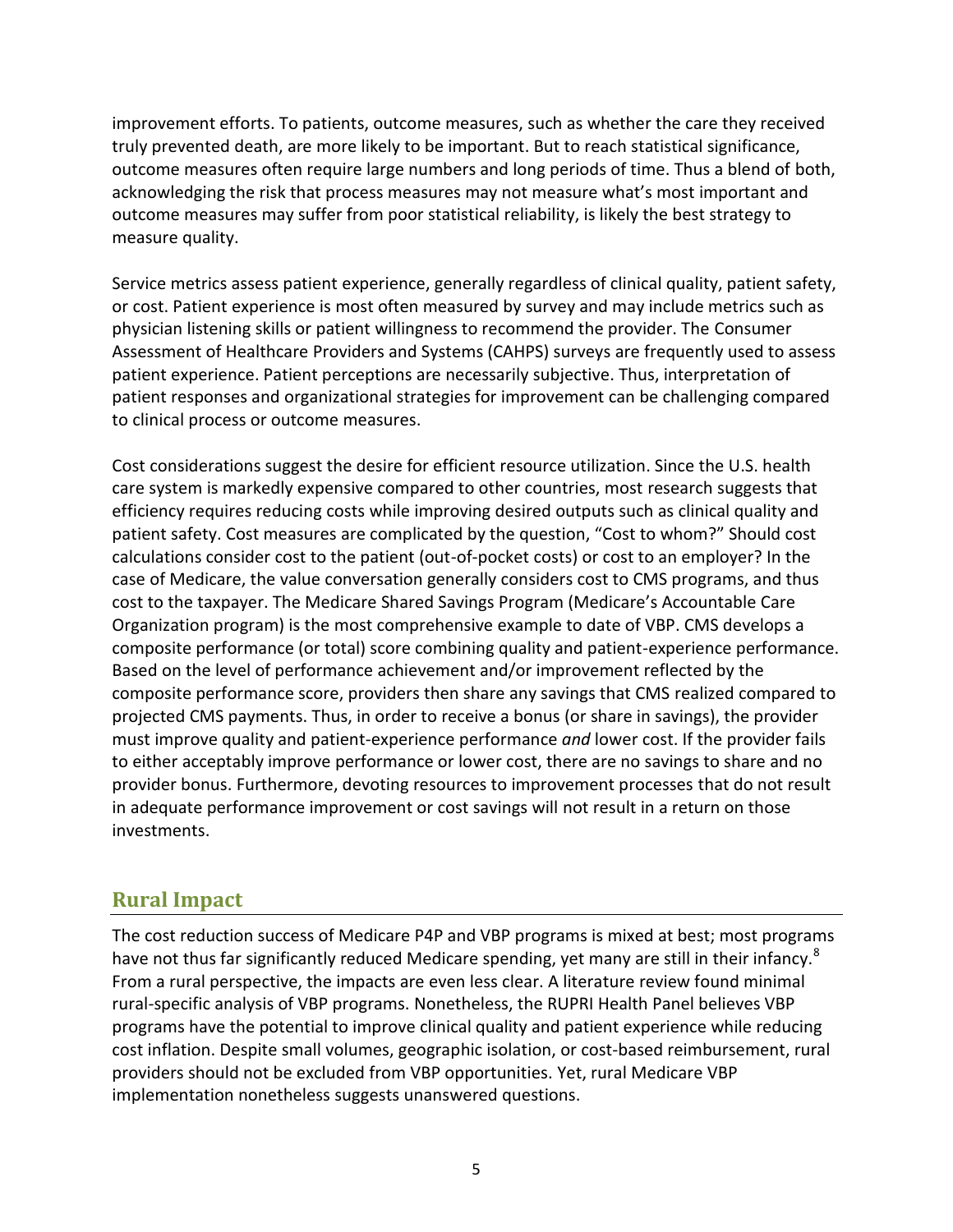improvement efforts. To patients, outcome measures, such as whether the care they received truly prevented death, are more likely to be important. But to reach statistical significance, outcome measures often require large numbers and long periods of time. Thus a blend of both, acknowledging the risk that process measures may not measure what's most important and outcome measures may suffer from poor statistical reliability, is likely the best strategy to measure quality.

Service metrics assess patient experience, generally regardless of clinical quality, patient safety, or cost. Patient experience is most often measured by survey and may include metrics such as physician listening skills or patient willingness to recommend the provider. The Consumer Assessment of Healthcare Providers and Systems (CAHPS) surveys are frequently used to assess patient experience. Patient perceptions are necessarily subjective. Thus, interpretation of patient responses and organizational strategies for improvement can be challenging compared to clinical process or outcome measures.

Cost considerations suggest the desire for efficient resource utilization. Since the U.S. health care system is markedly expensive compared to other countries, most research suggests that efficiency requires reducing costs while improving desired outputs such as clinical quality and patient safety. Cost measures are complicated by the question, "Cost to whom?" Should cost calculations consider cost to the patient (out-of-pocket costs) or cost to an employer? In the case of Medicare, the value conversation generally considers cost to CMS programs, and thus cost to the taxpayer. The Medicare Shared Savings Program (Medicare's Accountable Care Organization program) is the most comprehensive example to date of VBP. CMS develops a composite performance (or total) score combining quality and patient-experience performance. Based on the level of performance achievement and/or improvement reflected by the composite performance score, providers then share any savings that CMS realized compared to projected CMS payments. Thus, in order to receive a bonus (or share in savings), the provider must improve quality and patient-experience performance *and* lower cost. If the provider fails to either acceptably improve performance or lower cost, there are no savings to share and no provider bonus. Furthermore, devoting resources to improvement processes that do not result in adequate performance improvement or cost savings will not result in a return on those investments.

## Rural Impact

The cost reduction success of Medicare P4P and VBP programs is mixed at best; most programs have not thus far significantly reduced Medicare spending, yet many are still in their infancy.[8] From a rural perspective, the impacts are even less clear. A literature review found minimal rural-specific analysis of VBP programs. Nonetheless, the RUPRI Health Panel believes VBP programs have the potential to improve clinical quality and patient experience while reducing cost inflation. Despite small volumes, geographic isolation, or cost-based reimbursement, rural providers should not be excluded from VBP opportunities. Yet, rural Medicare VBP implementation nonetheless suggests unanswered questions.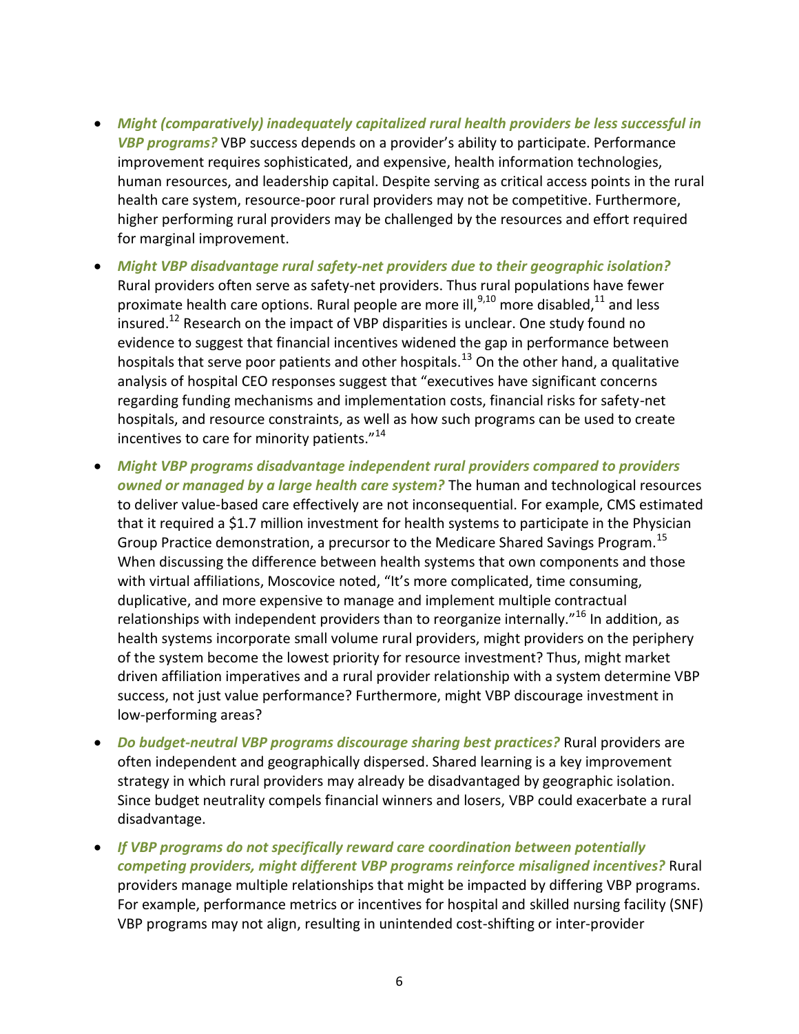- ***Might (comparatively) inadequately capitalized rural health providers be less successful in VBP programs?*** VBP success depends on a provider's ability to participate. Performance improvement requires sophisticated, and expensive, health information technologies, human resources, and leadership capital. Despite serving as critical access points in the rural health care system, resource-poor rural providers may not be competitive. Furthermore, higher performing rural providers may be challenged by the resources and effort required for marginal improvement.
- ***Might VBP disadvantage rural safety-net providers due to their geographic isolation?*** Rural providers often serve as safety-net providers. Thus rural populations have fewer proximate health care options. Rural people are more ill,[9,10] more disabled,[11] and less insured.[12] Research on the impact of VBP disparities is unclear. One study found no evidence to suggest that financial incentives widened the gap in performance between hospitals that serve poor patients and other hospitals.[13] On the other hand, a qualitative analysis of hospital CEO responses suggest that "executives have significant concerns regarding funding mechanisms and implementation costs, financial risks for safety-net hospitals, and resource constraints, as well as how such programs can be used to create incentives to care for minority patients."[14]
- ***Might VBP programs disadvantage independent rural providers compared to providers owned or managed by a large health care system?*** The human and technological resources to deliver value-based care effectively are not inconsequential. For example, CMS estimated that it required a $1.7 million investment for health systems to participate in the Physician Group Practice demonstration, a precursor to the Medicare Shared Savings Program.[15] When discussing the difference between health systems that own components and those with virtual affiliations, Moscovice noted, "It's more complicated, time consuming, duplicative, and more expensive to manage and implement multiple contractual relationships with independent providers than to reorganize internally."[16] In addition, as health systems incorporate small volume rural providers, might providers on the periphery of the system become the lowest priority for resource investment? Thus, might market driven affiliation imperatives and a rural provider relationship with a system determine VBP success, not just value performance? Furthermore, might VBP discourage investment in low-performing areas?
- ***Do budget-neutral VBP programs discourage sharing best practices?*** Rural providers are often independent and geographically dispersed. Shared learning is a key improvement strategy in which rural providers may already be disadvantaged by geographic isolation. Since budget neutrality compels financial winners and losers, VBP could exacerbate a rural disadvantage.
- ***If VBP programs do not specifically reward care coordination between potentially competing providers, might different VBP programs reinforce misaligned incentives?*** Rural providers manage multiple relationships that might be impacted by differing VBP programs. For example, performance metrics or incentives for hospital and skilled nursing facility (SNF) VBP programs may not align, resulting in unintended cost-shifting or inter-provider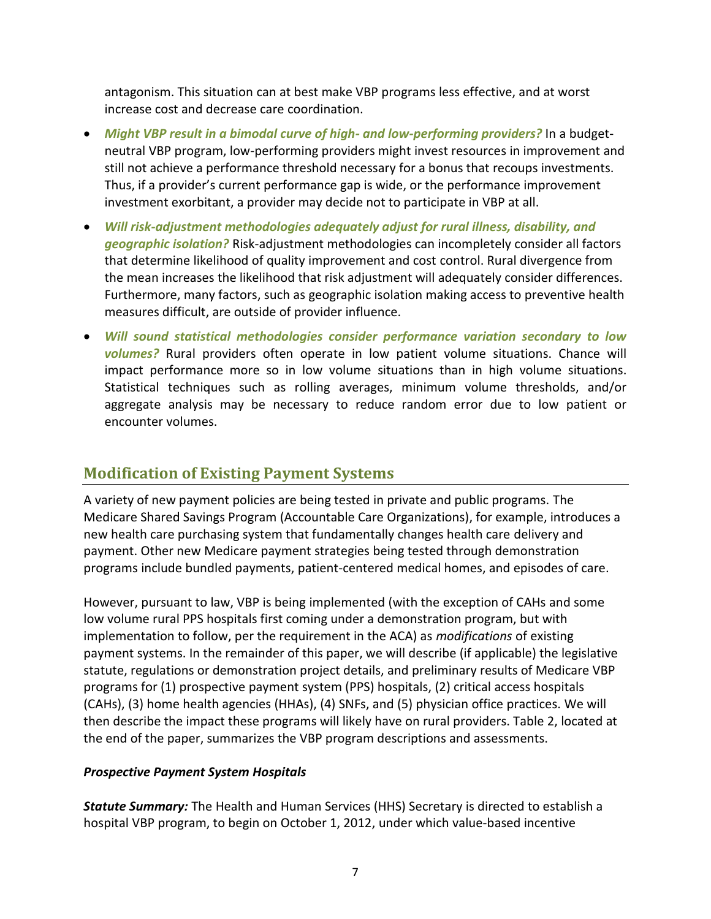antagonism. This situation can at best make VBP programs less effective, and at worst increase cost and decrease care coordination.

- ***Might VBP result in a bimodal curve of high- and low-performing providers?*** In a budget-neutral VBP program, low-performing providers might invest resources in improvement and still not achieve a performance threshold necessary for a bonus that recoups investments. Thus, if a provider's current performance gap is wide, or the performance improvement investment exorbitant, a provider may decide not to participate in VBP at all.
- ***Will risk-adjustment methodologies adequately adjust for rural illness, disability, and geographic isolation?*** Risk-adjustment methodologies can incompletely consider all factors that determine likelihood of quality improvement and cost control. Rural divergence from the mean increases the likelihood that risk adjustment will adequately consider differences. Furthermore, many factors, such as geographic isolation making access to preventive health measures difficult, are outside of provider influence.
- ***Will sound statistical methodologies consider performance variation secondary to low volumes?*** Rural providers often operate in low patient volume situations. Chance will impact performance more so in low volume situations than in high volume situations. Statistical techniques such as rolling averages, minimum volume thresholds, and/or aggregate analysis may be necessary to reduce random error due to low patient or encounter volumes.

## Modification of Existing Payment Systems

A variety of new payment policies are being tested in private and public programs. The Medicare Shared Savings Program (Accountable Care Organizations), for example, introduces a new health care purchasing system that fundamentally changes health care delivery and payment. Other new Medicare payment strategies being tested through demonstration programs include bundled payments, patient-centered medical homes, and episodes of care.

However, pursuant to law, VBP is being implemented (with the exception of CAHs and some low volume rural PPS hospitals first coming under a demonstration program, but with implementation to follow, per the requirement in the ACA) as *modifications* of existing payment systems. In the remainder of this paper, we will describe (if applicable) the legislative statute, regulations or demonstration project details, and preliminary results of Medicare VBP programs for (1) prospective payment system (PPS) hospitals, (2) critical access hospitals (CAHs), (3) home health agencies (HHAs), (4) SNFs, and (5) physician office practices. We will then describe the impact these programs will likely have on rural providers. Table 2, located at the end of the paper, summarizes the VBP program descriptions and assessments.

### *Prospective Payment System Hospitals*

***Statute Summary:*** The Health and Human Services (HHS) Secretary is directed to establish a hospital VBP program, to begin on October 1, 2012, under which value-based incentive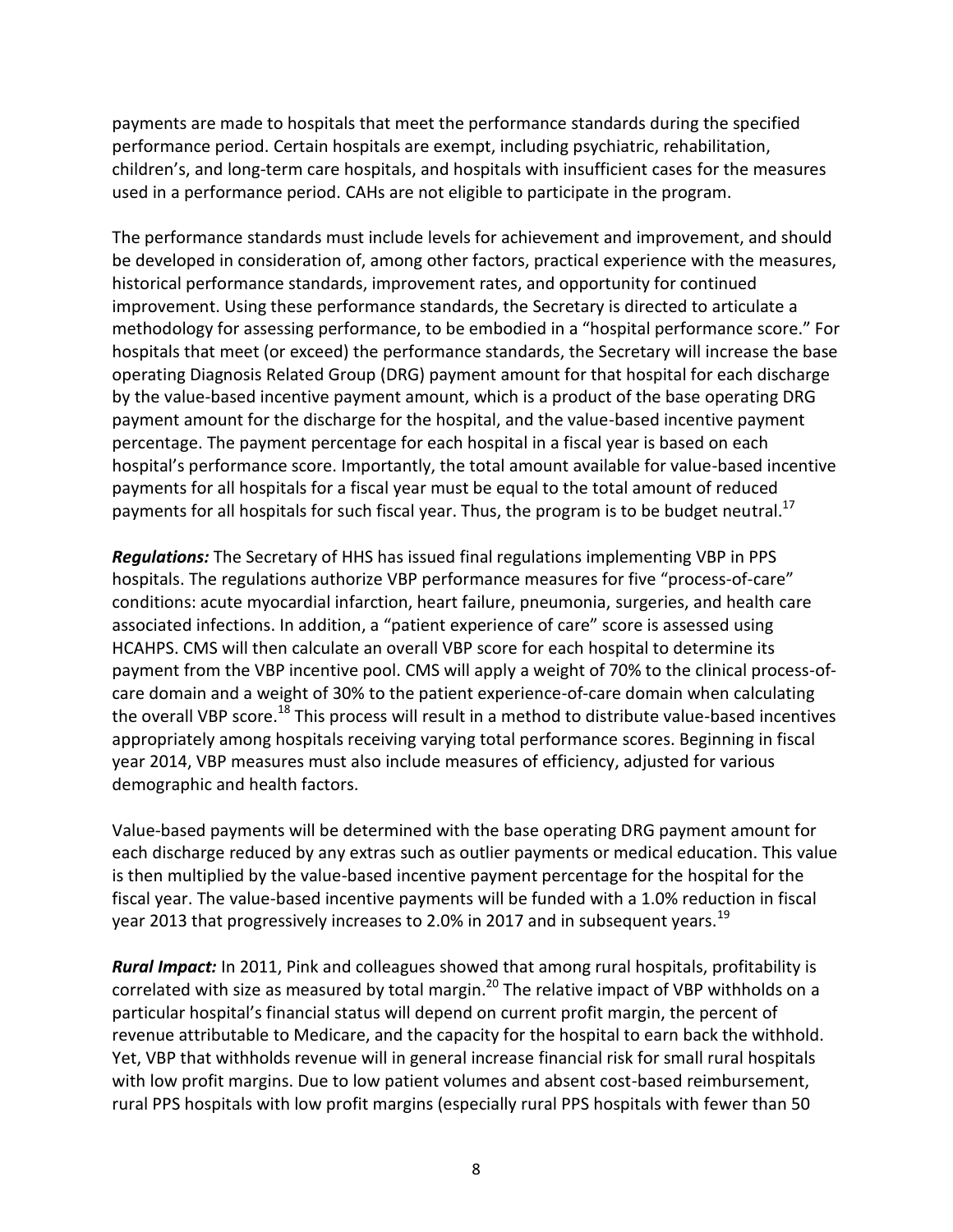payments are made to hospitals that meet the performance standards during the specified performance period. Certain hospitals are exempt, including psychiatric, rehabilitation, children's, and long-term care hospitals, and hospitals with insufficient cases for the measures used in a performance period. CAHs are not eligible to participate in the program.

The performance standards must include levels for achievement and improvement, and should be developed in consideration of, among other factors, practical experience with the measures, historical performance standards, improvement rates, and opportunity for continued improvement. Using these performance standards, the Secretary is directed to articulate a methodology for assessing performance, to be embodied in a "hospital performance score." For hospitals that meet (or exceed) the performance standards, the Secretary will increase the base operating Diagnosis Related Group (DRG) payment amount for that hospital for each discharge by the value-based incentive payment amount, which is a product of the base operating DRG payment amount for the discharge for the hospital, and the value-based incentive payment percentage. The payment percentage for each hospital in a fiscal year is based on each hospital's performance score. Importantly, the total amount available for value-based incentive payments for all hospitals for a fiscal year must be equal to the total amount of reduced payments for all hospitals for such fiscal year. Thus, the program is to be budget neutral.[17]

***Regulations:*** The Secretary of HHS has issued final regulations implementing VBP in PPS hospitals. The regulations authorize VBP performance measures for five "process-of-care" conditions: acute myocardial infarction, heart failure, pneumonia, surgeries, and health care associated infections. In addition, a "patient experience of care" score is assessed using HCAHPS. CMS will then calculate an overall VBP score for each hospital to determine its payment from the VBP incentive pool. CMS will apply a weight of 70% to the clinical process-of-care domain and a weight of 30% to the patient experience-of-care domain when calculating the overall VBP score.[18] This process will result in a method to distribute value-based incentives appropriately among hospitals receiving varying total performance scores. Beginning in fiscal year 2014, VBP measures must also include measures of efficiency, adjusted for various demographic and health factors.

Value-based payments will be determined with the base operating DRG payment amount for each discharge reduced by any extras such as outlier payments or medical education. This value is then multiplied by the value-based incentive payment percentage for the hospital for the fiscal year. The value-based incentive payments will be funded with a 1.0% reduction in fiscal year 2013 that progressively increases to 2.0% in 2017 and in subsequent years.[19]

***Rural Impact:*** In 2011, Pink and colleagues showed that among rural hospitals, profitability is correlated with size as measured by total margin.[20] The relative impact of VBP withholds on a particular hospital's financial status will depend on current profit margin, the percent of revenue attributable to Medicare, and the capacity for the hospital to earn back the withhold. Yet, VBP that withholds revenue will in general increase financial risk for small rural hospitals with low profit margins. Due to low patient volumes and absent cost-based reimbursement, rural PPS hospitals with low profit margins (especially rural PPS hospitals with fewer than 50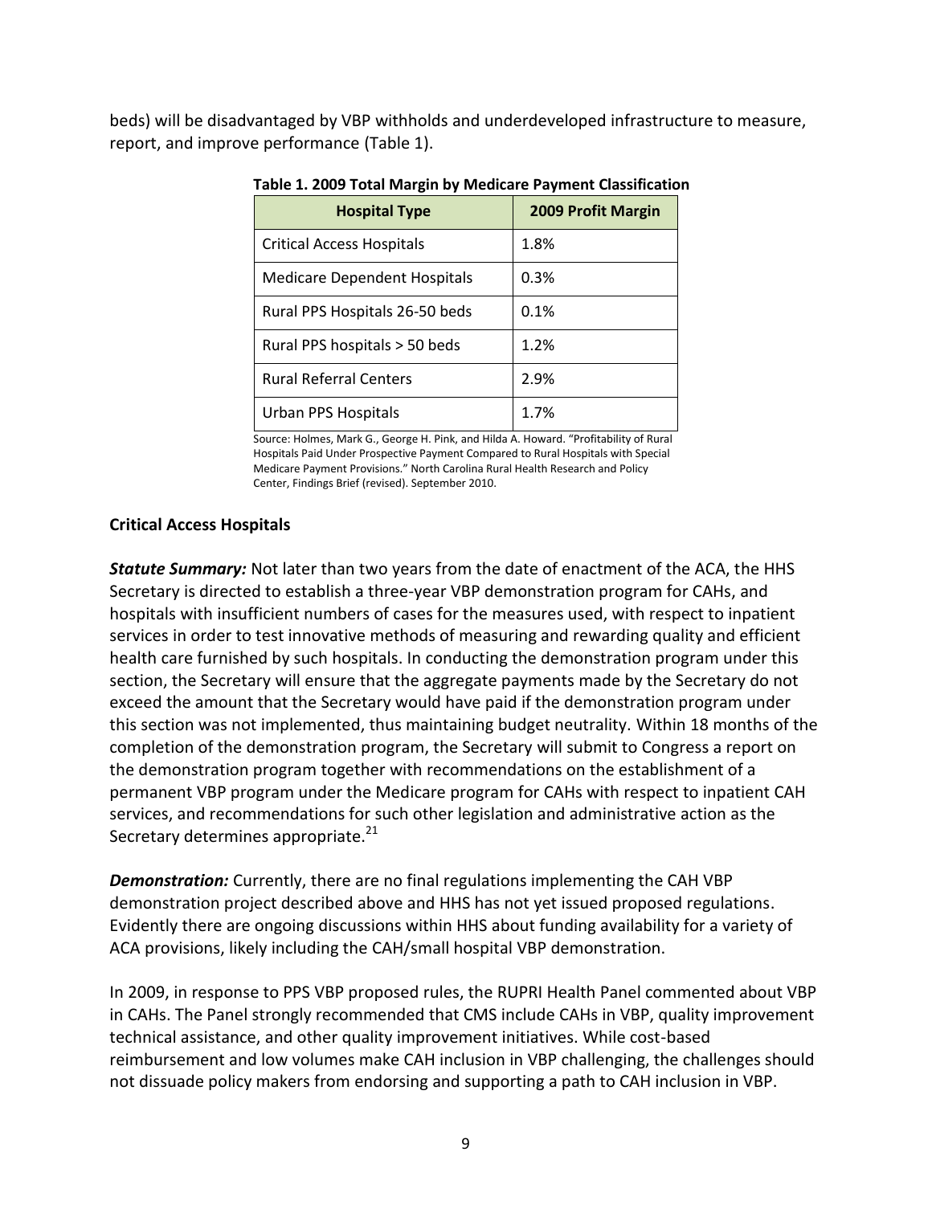beds) will be disadvantaged by VBP withholds and underdeveloped infrastructure to measure, report, and improve performance (Table 1).

**Table 1. 2009 Total Margin by Medicare Payment Classification**

| Hospital Type | 2009 Profit Margin |
|---|---|
| Critical Access Hospitals | 1.8% |
| Medicare Dependent Hospitals | 0.3% |
| Rural PPS Hospitals 26-50 beds | 0.1% |
| Rural PPS hospitals > 50 beds | 1.2% |
| Rural Referral Centers | 2.9% |
| Urban PPS Hospitals | 1.7% |

Source: Holmes, Mark G., George H. Pink, and Hilda A. Howard. "Profitability of Rural Hospitals Paid Under Prospective Payment Compared to Rural Hospitals with Special Medicare Payment Provisions." North Carolina Rural Health Research and Policy Center, Findings Brief (revised). September 2010.

### Critical Access Hospitals

***Statute Summary:*** Not later than two years from the date of enactment of the ACA, the HHS Secretary is directed to establish a three-year VBP demonstration program for CAHs, and hospitals with insufficient numbers of cases for the measures used, with respect to inpatient services in order to test innovative methods of measuring and rewarding quality and efficient health care furnished by such hospitals. In conducting the demonstration program under this section, the Secretary will ensure that the aggregate payments made by the Secretary do not exceed the amount that the Secretary would have paid if the demonstration program under this section was not implemented, thus maintaining budget neutrality. Within 18 months of the completion of the demonstration program, the Secretary will submit to Congress a report on the demonstration program together with recommendations on the establishment of a permanent VBP program under the Medicare program for CAHs with respect to inpatient CAH services, and recommendations for such other legislation and administrative action as the Secretary determines appropriate.[21]

***Demonstration:*** Currently, there are no final regulations implementing the CAH VBP demonstration project described above and HHS has not yet issued proposed regulations. Evidently there are ongoing discussions within HHS about funding availability for a variety of ACA provisions, likely including the CAH/small hospital VBP demonstration.

In 2009, in response to PPS VBP proposed rules, the RUPRI Health Panel commented about VBP in CAHs. The Panel strongly recommended that CMS include CAHs in VBP, quality improvement technical assistance, and other quality improvement initiatives. While cost-based reimbursement and low volumes make CAH inclusion in VBP challenging, the challenges should not dissuade policy makers from endorsing and supporting a path to CAH inclusion in VBP.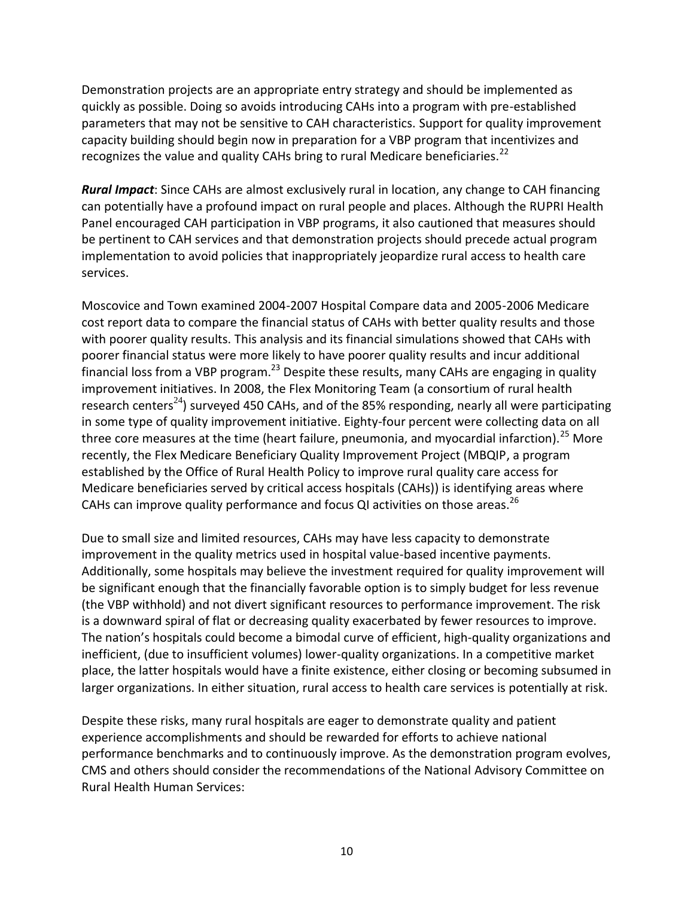Demonstration projects are an appropriate entry strategy and should be implemented as quickly as possible. Doing so avoids introducing CAHs into a program with pre-established parameters that may not be sensitive to CAH characteristics. Support for quality improvement capacity building should begin now in preparation for a VBP program that incentivizes and recognizes the value and quality CAHs bring to rural Medicare beneficiaries.[22]

***Rural Impact***: Since CAHs are almost exclusively rural in location, any change to CAH financing can potentially have a profound impact on rural people and places. Although the RUPRI Health Panel encouraged CAH participation in VBP programs, it also cautioned that measures should be pertinent to CAH services and that demonstration projects should precede actual program implementation to avoid policies that inappropriately jeopardize rural access to health care services.

Moscovice and Town examined 2004-2007 Hospital Compare data and 2005-2006 Medicare cost report data to compare the financial status of CAHs with better quality results and those with poorer quality results. This analysis and its financial simulations showed that CAHs with poorer financial status were more likely to have poorer quality results and incur additional financial loss from a VBP program.[23] Despite these results, many CAHs are engaging in quality improvement initiatives. In 2008, the Flex Monitoring Team (a consortium of rural health research centers[24]) surveyed 450 CAHs, and of the 85% responding, nearly all were participating in some type of quality improvement initiative. Eighty-four percent were collecting data on all three core measures at the time (heart failure, pneumonia, and myocardial infarction).[25] More recently, the Flex Medicare Beneficiary Quality Improvement Project (MBQIP, a program established by the Office of Rural Health Policy to improve rural quality care access for Medicare beneficiaries served by critical access hospitals (CAHs)) is identifying areas where CAHs can improve quality performance and focus QI activities on those areas.[26]

Due to small size and limited resources, CAHs may have less capacity to demonstrate improvement in the quality metrics used in hospital value-based incentive payments. Additionally, some hospitals may believe the investment required for quality improvement will be significant enough that the financially favorable option is to simply budget for less revenue (the VBP withhold) and not divert significant resources to performance improvement. The risk is a downward spiral of flat or decreasing quality exacerbated by fewer resources to improve. The nation's hospitals could become a bimodal curve of efficient, high-quality organizations and inefficient, (due to insufficient volumes) lower-quality organizations. In a competitive market place, the latter hospitals would have a finite existence, either closing or becoming subsumed in larger organizations. In either situation, rural access to health care services is potentially at risk.

Despite these risks, many rural hospitals are eager to demonstrate quality and patient experience accomplishments and should be rewarded for efforts to achieve national performance benchmarks and to continuously improve. As the demonstration program evolves, CMS and others should consider the recommendations of the National Advisory Committee on Rural Health Human Services: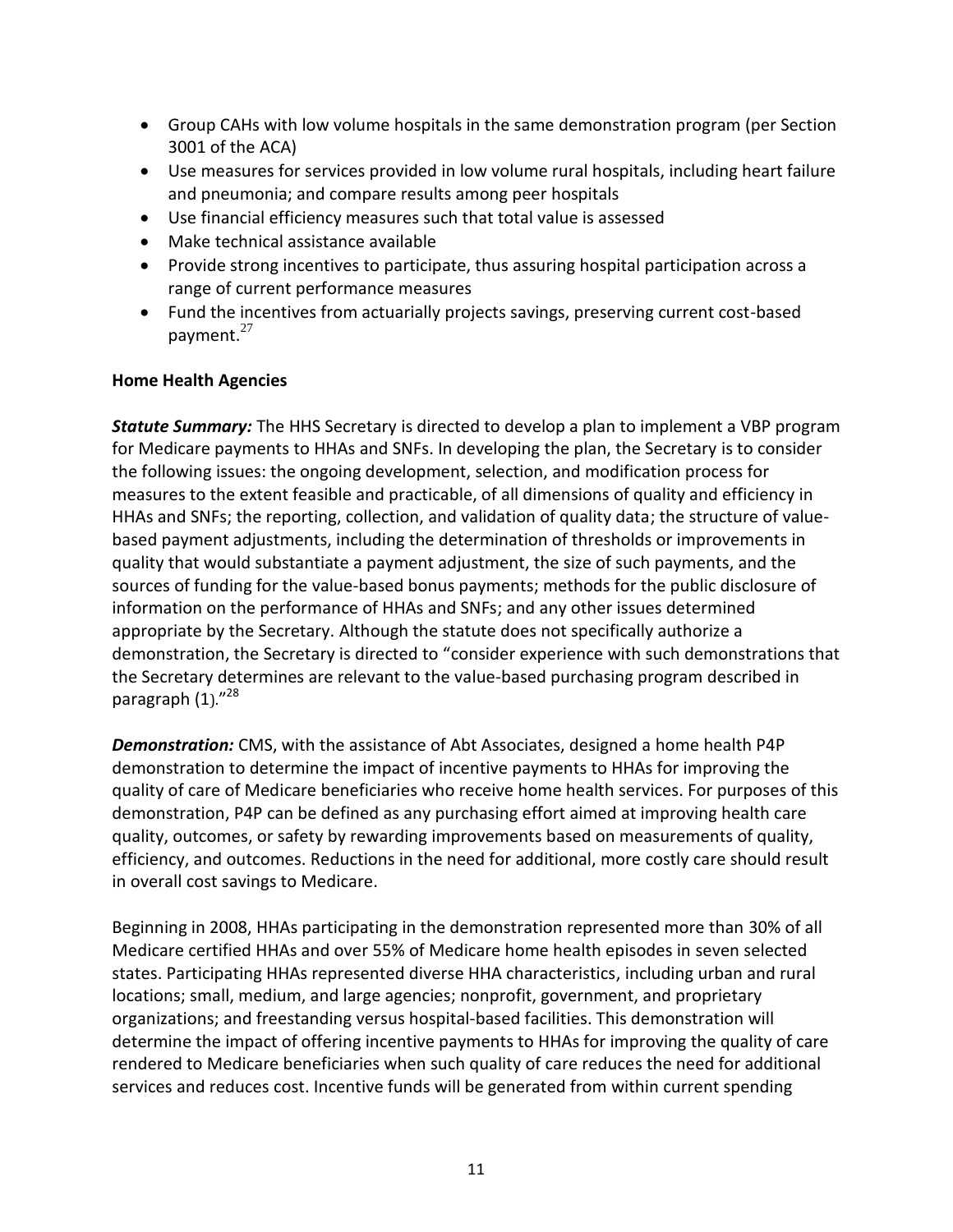- Group CAHs with low volume hospitals in the same demonstration program (per Section 3001 of the ACA)
- Use measures for services provided in low volume rural hospitals, including heart failure and pneumonia; and compare results among peer hospitals
- Use financial efficiency measures such that total value is assessed
- Make technical assistance available
- Provide strong incentives to participate, thus assuring hospital participation across a range of current performance measures
- Fund the incentives from actuarially projects savings, preserving current cost-based payment.[27]

**Home Health Agencies**

***Statute Summary:*** The HHS Secretary is directed to develop a plan to implement a VBP program for Medicare payments to HHAs and SNFs. In developing the plan, the Secretary is to consider the following issues: the ongoing development, selection, and modification process for measures to the extent feasible and practicable, of all dimensions of quality and efficiency in HHAs and SNFs; the reporting, collection, and validation of quality data; the structure of value-based payment adjustments, including the determination of thresholds or improvements in quality that would substantiate a payment adjustment, the size of such payments, and the sources of funding for the value-based bonus payments; methods for the public disclosure of information on the performance of HHAs and SNFs; and any other issues determined appropriate by the Secretary. Although the statute does not specifically authorize a demonstration, the Secretary is directed to "consider experience with such demonstrations that the Secretary determines are relevant to the value-based purchasing program described in paragraph (1)."[28]

***Demonstration:*** CMS, with the assistance of Abt Associates, designed a home health P4P demonstration to determine the impact of incentive payments to HHAs for improving the quality of care of Medicare beneficiaries who receive home health services. For purposes of this demonstration, P4P can be defined as any purchasing effort aimed at improving health care quality, outcomes, or safety by rewarding improvements based on measurements of quality, efficiency, and outcomes. Reductions in the need for additional, more costly care should result in overall cost savings to Medicare.

Beginning in 2008, HHAs participating in the demonstration represented more than 30% of all Medicare certified HHAs and over 55% of Medicare home health episodes in seven selected states. Participating HHAs represented diverse HHA characteristics, including urban and rural locations; small, medium, and large agencies; nonprofit, government, and proprietary organizations; and freestanding versus hospital-based facilities. This demonstration will determine the impact of offering incentive payments to HHAs for improving the quality of care rendered to Medicare beneficiaries when such quality of care reduces the need for additional services and reduces cost. Incentive funds will be generated from within current spending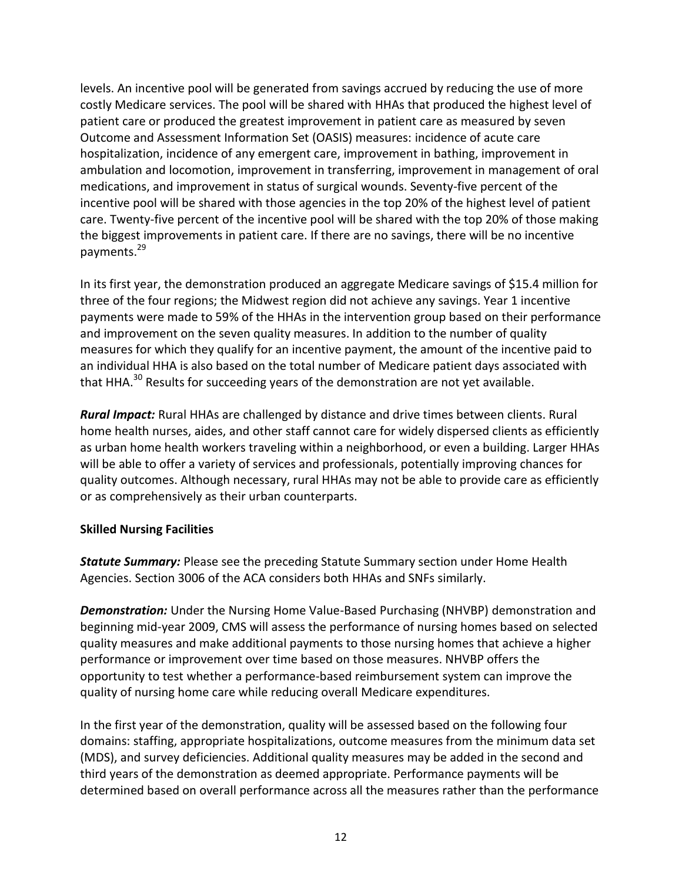levels. An incentive pool will be generated from savings accrued by reducing the use of more costly Medicare services. The pool will be shared with HHAs that produced the highest level of patient care or produced the greatest improvement in patient care as measured by seven Outcome and Assessment Information Set (OASIS) measures: incidence of acute care hospitalization, incidence of any emergent care, improvement in bathing, improvement in ambulation and locomotion, improvement in transferring, improvement in management of oral medications, and improvement in status of surgical wounds. Seventy-five percent of the incentive pool will be shared with those agencies in the top 20% of the highest level of patient care. Twenty-five percent of the incentive pool will be shared with the top 20% of those making the biggest improvements in patient care. If there are no savings, there will be no incentive payments.[29]

In its first year, the demonstration produced an aggregate Medicare savings of $15.4 million for three of the four regions; the Midwest region did not achieve any savings. Year 1 incentive payments were made to 59% of the HHAs in the intervention group based on their performance and improvement on the seven quality measures. In addition to the number of quality measures for which they qualify for an incentive payment, the amount of the incentive paid to an individual HHA is also based on the total number of Medicare patient days associated with that HHA.[30] Results for succeeding years of the demonstration are not yet available.

***Rural Impact:*** Rural HHAs are challenged by distance and drive times between clients. Rural home health nurses, aides, and other staff cannot care for widely dispersed clients as efficiently as urban home health workers traveling within a neighborhood, or even a building. Larger HHAs will be able to offer a variety of services and professionals, potentially improving chances for quality outcomes. Although necessary, rural HHAs may not be able to provide care as efficiently or as comprehensively as their urban counterparts.

**Skilled Nursing Facilities**

***Statute Summary:*** Please see the preceding Statute Summary section under Home Health Agencies. Section 3006 of the ACA considers both HHAs and SNFs similarly.

***Demonstration:*** Under the Nursing Home Value-Based Purchasing (NHVBP) demonstration and beginning mid-year 2009, CMS will assess the performance of nursing homes based on selected quality measures and make additional payments to those nursing homes that achieve a higher performance or improvement over time based on those measures. NHVBP offers the opportunity to test whether a performance-based reimbursement system can improve the quality of nursing home care while reducing overall Medicare expenditures.

In the first year of the demonstration, quality will be assessed based on the following four domains: staffing, appropriate hospitalizations, outcome measures from the minimum data set (MDS), and survey deficiencies. Additional quality measures may be added in the second and third years of the demonstration as deemed appropriate. Performance payments will be determined based on overall performance across all the measures rather than the performance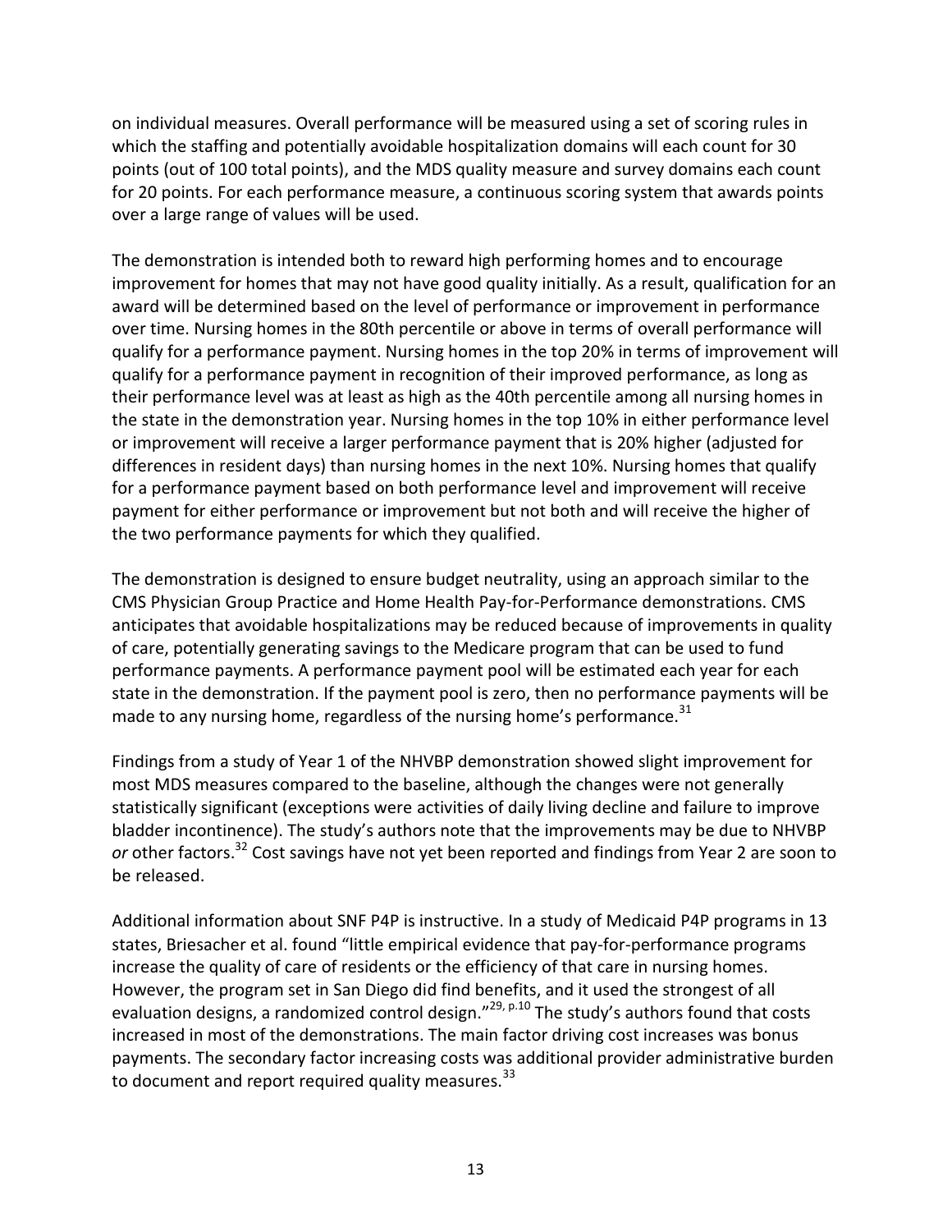on individual measures. Overall performance will be measured using a set of scoring rules in which the staffing and potentially avoidable hospitalization domains will each count for 30 points (out of 100 total points), and the MDS quality measure and survey domains each count for 20 points. For each performance measure, a continuous scoring system that awards points over a large range of values will be used.

The demonstration is intended both to reward high performing homes and to encourage improvement for homes that may not have good quality initially. As a result, qualification for an award will be determined based on the level of performance or improvement in performance over time. Nursing homes in the 80th percentile or above in terms of overall performance will qualify for a performance payment. Nursing homes in the top 20% in terms of improvement will qualify for a performance payment in recognition of their improved performance, as long as their performance level was at least as high as the 40th percentile among all nursing homes in the state in the demonstration year. Nursing homes in the top 10% in either performance level or improvement will receive a larger performance payment that is 20% higher (adjusted for differences in resident days) than nursing homes in the next 10%. Nursing homes that qualify for a performance payment based on both performance level and improvement will receive payment for either performance or improvement but not both and will receive the higher of the two performance payments for which they qualified.

The demonstration is designed to ensure budget neutrality, using an approach similar to the CMS Physician Group Practice and Home Health Pay-for-Performance demonstrations. CMS anticipates that avoidable hospitalizations may be reduced because of improvements in quality of care, potentially generating savings to the Medicare program that can be used to fund performance payments. A performance payment pool will be estimated each year for each state in the demonstration. If the payment pool is zero, then no performance payments will be made to any nursing home, regardless of the nursing home's performance.[31]

Findings from a study of Year 1 of the NHVBP demonstration showed slight improvement for most MDS measures compared to the baseline, although the changes were not generally statistically significant (exceptions were activities of daily living decline and failure to improve bladder incontinence). The study's authors note that the improvements may be due to NHVBP *or* other factors.[32] Cost savings have not yet been reported and findings from Year 2 are soon to be released.

Additional information about SNF P4P is instructive. In a study of Medicaid P4P programs in 13 states, Briesacher et al. found "little empirical evidence that pay-for-performance programs increase the quality of care of residents or the efficiency of that care in nursing homes. However, the program set in San Diego did find benefits, and it used the strongest of all evaluation designs, a randomized control design."[29, p.10] The study's authors found that costs increased in most of the demonstrations. The main factor driving cost increases was bonus payments. The secondary factor increasing costs was additional provider administrative burden to document and report required quality measures.[33]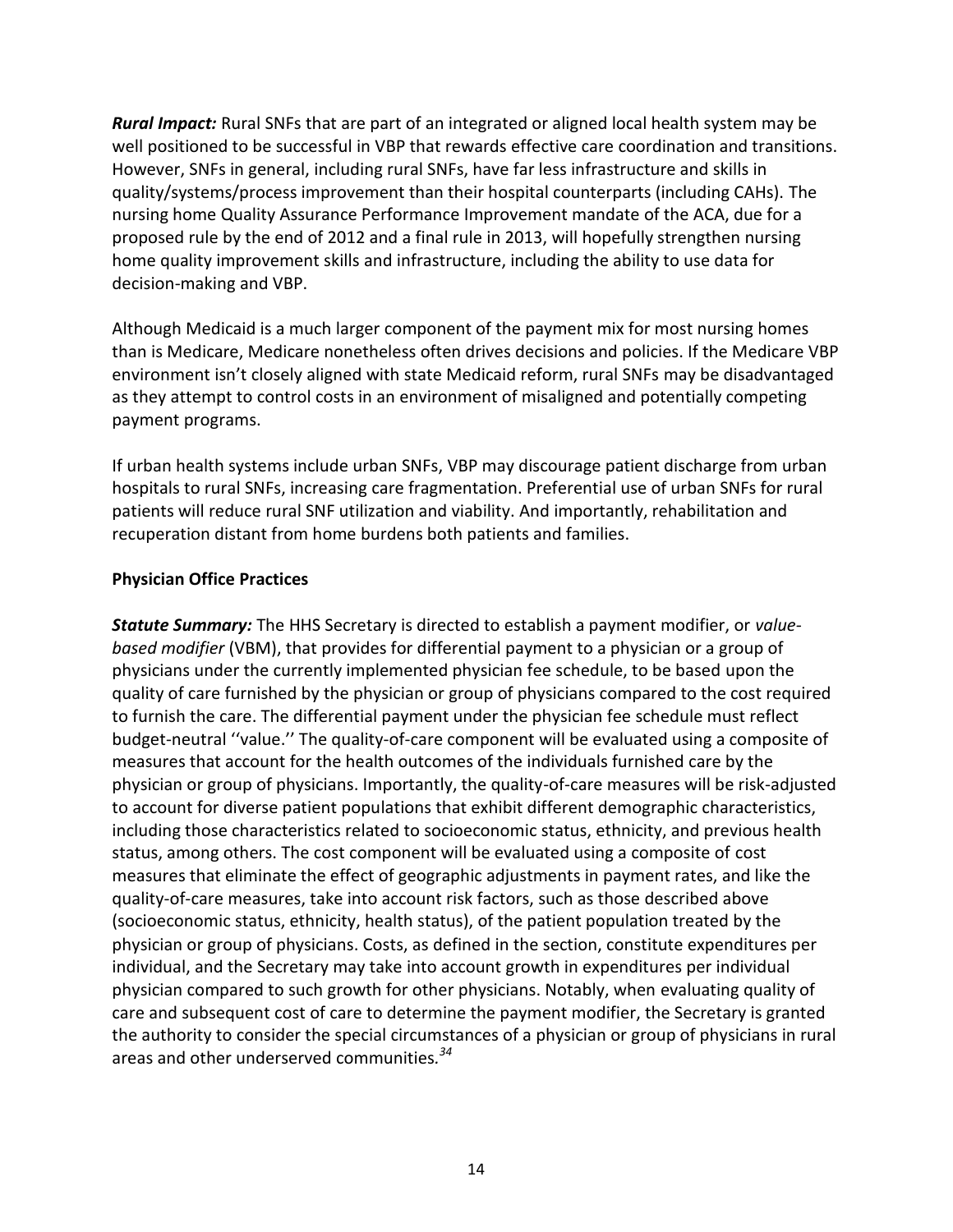***Rural Impact:*** Rural SNFs that are part of an integrated or aligned local health system may be well positioned to be successful in VBP that rewards effective care coordination and transitions. However, SNFs in general, including rural SNFs, have far less infrastructure and skills in quality/systems/process improvement than their hospital counterparts (including CAHs). The nursing home Quality Assurance Performance Improvement mandate of the ACA, due for a proposed rule by the end of 2012 and a final rule in 2013, will hopefully strengthen nursing home quality improvement skills and infrastructure, including the ability to use data for decision-making and VBP.

Although Medicaid is a much larger component of the payment mix for most nursing homes than is Medicare, Medicare nonetheless often drives decisions and policies. If the Medicare VBP environment isn't closely aligned with state Medicaid reform, rural SNFs may be disadvantaged as they attempt to control costs in an environment of misaligned and potentially competing payment programs.

If urban health systems include urban SNFs, VBP may discourage patient discharge from urban hospitals to rural SNFs, increasing care fragmentation. Preferential use of urban SNFs for rural patients will reduce rural SNF utilization and viability. And importantly, rehabilitation and recuperation distant from home burdens both patients and families.

**Physician Office Practices**

***Statute Summary:*** The HHS Secretary is directed to establish a payment modifier, or *value-based modifier* (VBM), that provides for differential payment to a physician or a group of physicians under the currently implemented physician fee schedule, to be based upon the quality of care furnished by the physician or group of physicians compared to the cost required to furnish the care. The differential payment under the physician fee schedule must reflect budget-neutral ''value.'' The quality-of-care component will be evaluated using a composite of measures that account for the health outcomes of the individuals furnished care by the physician or group of physicians. Importantly, the quality-of-care measures will be risk-adjusted to account for diverse patient populations that exhibit different demographic characteristics, including those characteristics related to socioeconomic status, ethnicity, and previous health status, among others. The cost component will be evaluated using a composite of cost measures that eliminate the effect of geographic adjustments in payment rates, and like the quality-of-care measures, take into account risk factors, such as those described above (socioeconomic status, ethnicity, health status), of the patient population treated by the physician or group of physicians. Costs, as defined in the section, constitute expenditures per individual, and the Secretary may take into account growth in expenditures per individual physician compared to such growth for other physicians. Notably, when evaluating quality of care and subsequent cost of care to determine the payment modifier, the Secretary is granted the authority to consider the special circumstances of a physician or group of physicians in rural areas and other underserved communities.[34]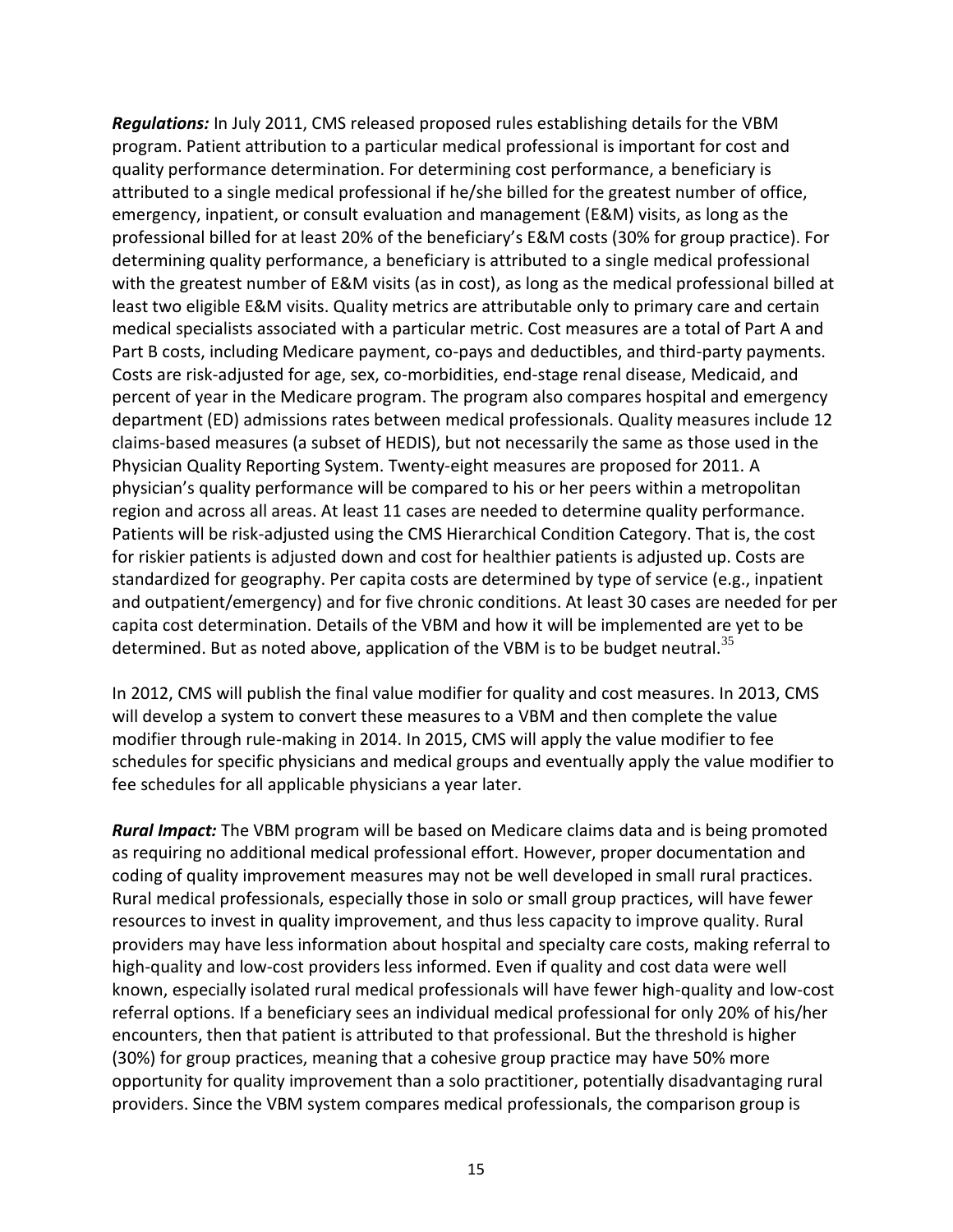***Regulations:*** In July 2011, CMS released proposed rules establishing details for the VBM program. Patient attribution to a particular medical professional is important for cost and quality performance determination. For determining cost performance, a beneficiary is attributed to a single medical professional if he/she billed for the greatest number of office, emergency, inpatient, or consult evaluation and management (E&M) visits, as long as the professional billed for at least 20% of the beneficiary's E&M costs (30% for group practice). For determining quality performance, a beneficiary is attributed to a single medical professional with the greatest number of E&M visits (as in cost), as long as the medical professional billed at least two eligible E&M visits. Quality metrics are attributable only to primary care and certain medical specialists associated with a particular metric. Cost measures are a total of Part A and Part B costs, including Medicare payment, co-pays and deductibles, and third-party payments. Costs are risk-adjusted for age, sex, co-morbidities, end-stage renal disease, Medicaid, and percent of year in the Medicare program. The program also compares hospital and emergency department (ED) admissions rates between medical professionals. Quality measures include 12 claims-based measures (a subset of HEDIS), but not necessarily the same as those used in the Physician Quality Reporting System. Twenty-eight measures are proposed for 2011. A physician's quality performance will be compared to his or her peers within a metropolitan region and across all areas. At least 11 cases are needed to determine quality performance. Patients will be risk-adjusted using the CMS Hierarchical Condition Category. That is, the cost for riskier patients is adjusted down and cost for healthier patients is adjusted up. Costs are standardized for geography. Per capita costs are determined by type of service (e.g., inpatient and outpatient/emergency) and for five chronic conditions. At least 30 cases are needed for per capita cost determination. Details of the VBM and how it will be implemented are yet to be determined. But as noted above, application of the VBM is to be budget neutral.[35]

In 2012, CMS will publish the final value modifier for quality and cost measures. In 2013, CMS will develop a system to convert these measures to a VBM and then complete the value modifier through rule-making in 2014. In 2015, CMS will apply the value modifier to fee schedules for specific physicians and medical groups and eventually apply the value modifier to fee schedules for all applicable physicians a year later.

***Rural Impact:*** The VBM program will be based on Medicare claims data and is being promoted as requiring no additional medical professional effort. However, proper documentation and coding of quality improvement measures may not be well developed in small rural practices. Rural medical professionals, especially those in solo or small group practices, will have fewer resources to invest in quality improvement, and thus less capacity to improve quality. Rural providers may have less information about hospital and specialty care costs, making referral to high-quality and low-cost providers less informed. Even if quality and cost data were well known, especially isolated rural medical professionals will have fewer high-quality and low-cost referral options. If a beneficiary sees an individual medical professional for only 20% of his/her encounters, then that patient is attributed to that professional. But the threshold is higher (30%) for group practices, meaning that a cohesive group practice may have 50% more opportunity for quality improvement than a solo practitioner, potentially disadvantaging rural providers. Since the VBM system compares medical professionals, the comparison group is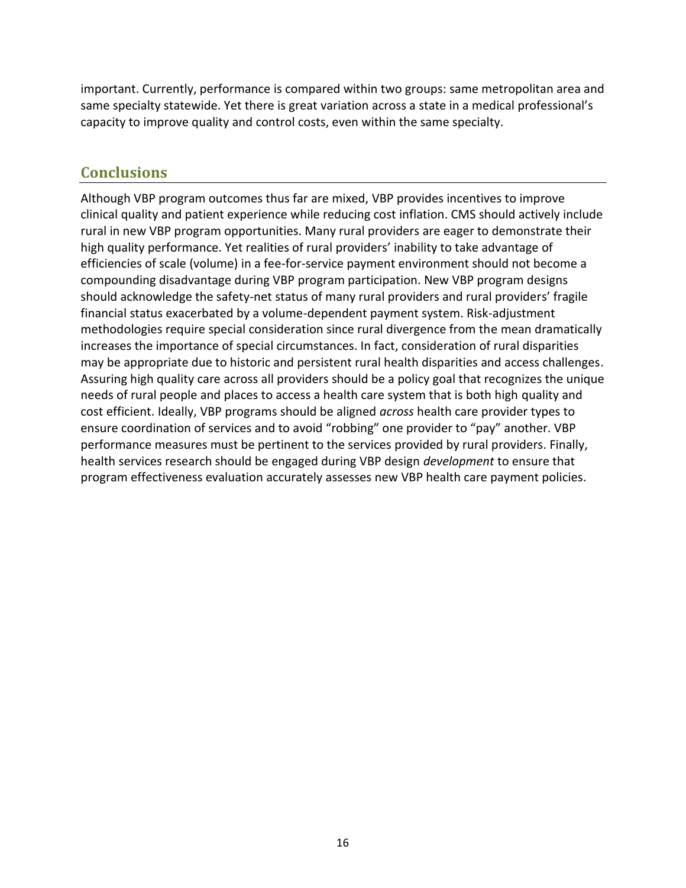important. Currently, performance is compared within two groups: same metropolitan area and same specialty statewide. Yet there is great variation across a state in a medical professional's capacity to improve quality and control costs, even within the same specialty.

## Conclusions

Although VBP program outcomes thus far are mixed, VBP provides incentives to improve clinical quality and patient experience while reducing cost inflation. CMS should actively include rural in new VBP program opportunities. Many rural providers are eager to demonstrate their high quality performance. Yet realities of rural providers' inability to take advantage of efficiencies of scale (volume) in a fee-for-service payment environment should not become a compounding disadvantage during VBP program participation. New VBP program designs should acknowledge the safety-net status of many rural providers and rural providers' fragile financial status exacerbated by a volume-dependent payment system. Risk-adjustment methodologies require special consideration since rural divergence from the mean dramatically increases the importance of special circumstances. In fact, consideration of rural disparities may be appropriate due to historic and persistent rural health disparities and access challenges. Assuring high quality care across all providers should be a policy goal that recognizes the unique needs of rural people and places to access a health care system that is both high quality and cost efficient. Ideally, VBP programs should be aligned *across* health care provider types to ensure coordination of services and to avoid "robbing" one provider to "pay" another. VBP performance measures must be pertinent to the services provided by rural providers. Finally, health services research should be engaged during VBP design *development* to ensure that program effectiveness evaluation accurately assesses new VBP health care payment policies.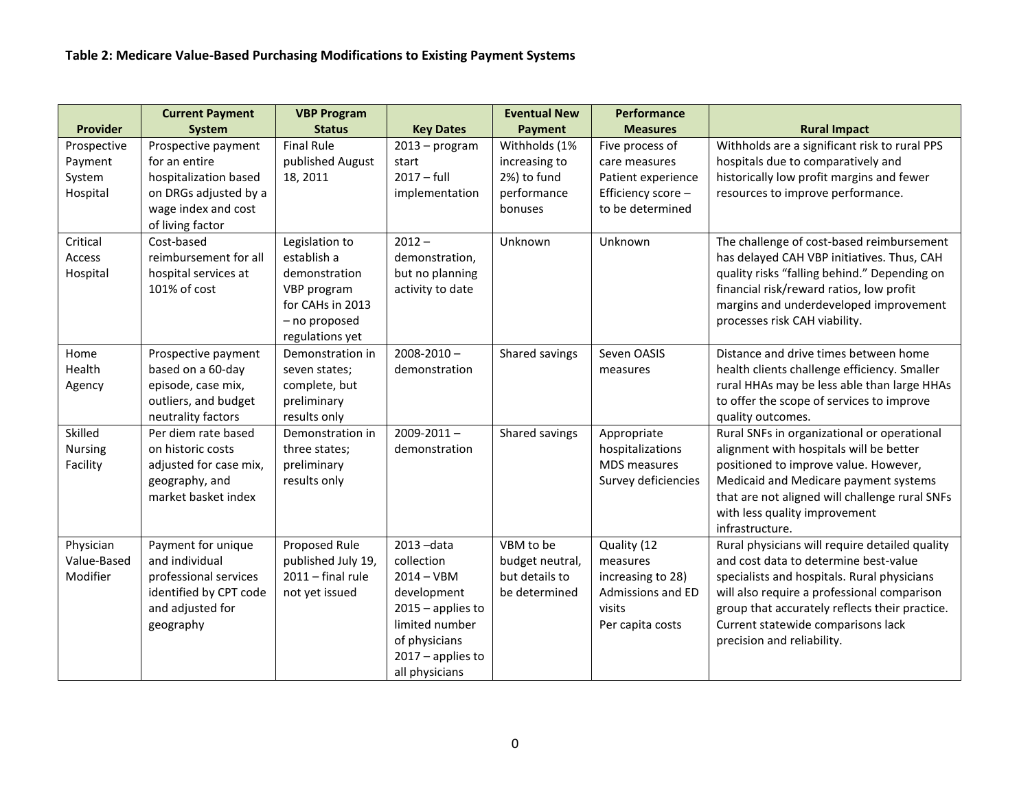**Table 2: Medicare Value-Based Purchasing Modifications to Existing Payment Systems**

| Provider | Current Payment System | VBP Program Status | Key Dates | Eventual New Payment | Performance Measures | Rural Impact |
|---|---|---|---|---|---|---|
| Prospective Payment System Hospital | Prospective payment for an entire hospitalization based on DRGs adjusted by a wage index and cost of living factor | Final Rule published August 18, 2011 | 2013 – program start<br>2017 – full implementation | Withholds (1% increasing to 2%) to fund performance bonuses | Five process of care measures<br>Patient experience<br>Efficiency score – to be determined | Withholds are a significant risk to rural PPS hospitals due to comparatively and historically low profit margins and fewer resources to improve performance. |
| Critical Access Hospital | Cost-based reimbursement for all hospital services at 101% of cost | Legislation to establish a demonstration VBP program for CAHs in 2013 – no proposed regulations yet | 2012 – demonstration, but no planning activity to date | Unknown | Unknown | The challenge of cost-based reimbursement has delayed CAH VBP initiatives. Thus, CAH quality risks "falling behind." Depending on financial risk/reward ratios, low profit margins and underdeveloped improvement processes risk CAH viability. |
| Home Health Agency | Prospective payment based on a 60-day episode, case mix, outliers, and budget neutrality factors | Demonstration in seven states; complete, but preliminary results only | 2008-2010 – demonstration | Shared savings | Seven OASIS measures | Distance and drive times between home health clients challenge efficiency. Smaller rural HHAs may be less able than large HHAs to offer the scope of services to improve quality outcomes. |
| Skilled Nursing Facility | Per diem rate based on historic costs adjusted for case mix, geography, and market basket index | Demonstration in three states; preliminary results only | 2009-2011 – demonstration | Shared savings | Appropriate hospitalizations<br>MDS measures<br>Survey deficiencies | Rural SNFs in organizational or operational alignment with hospitals will be better positioned to improve value. However, Medicaid and Medicare payment systems that are not aligned will challenge rural SNFs with less quality improvement infrastructure. |
| Physician Value-Based Modifier | Payment for unique and individual professional services identified by CPT code and adjusted for geography | Proposed Rule published July 19, 2011 – final rule not yet issued | 2013 –data collection<br>2014 – VBM development<br>2015 – applies to limited number of physicians<br>2017 – applies to all physicians | VBM to be budget neutral, but details to be determined | Quality (12 measures increasing to 28)<br>Admissions and ED visits<br>Per capita costs | Rural physicians will require detailed quality and cost data to determine best-value specialists and hospitals. Rural physicians will also require a professional comparison group that accurately reflects their practice. Current statewide comparisons lack precision and reliability. |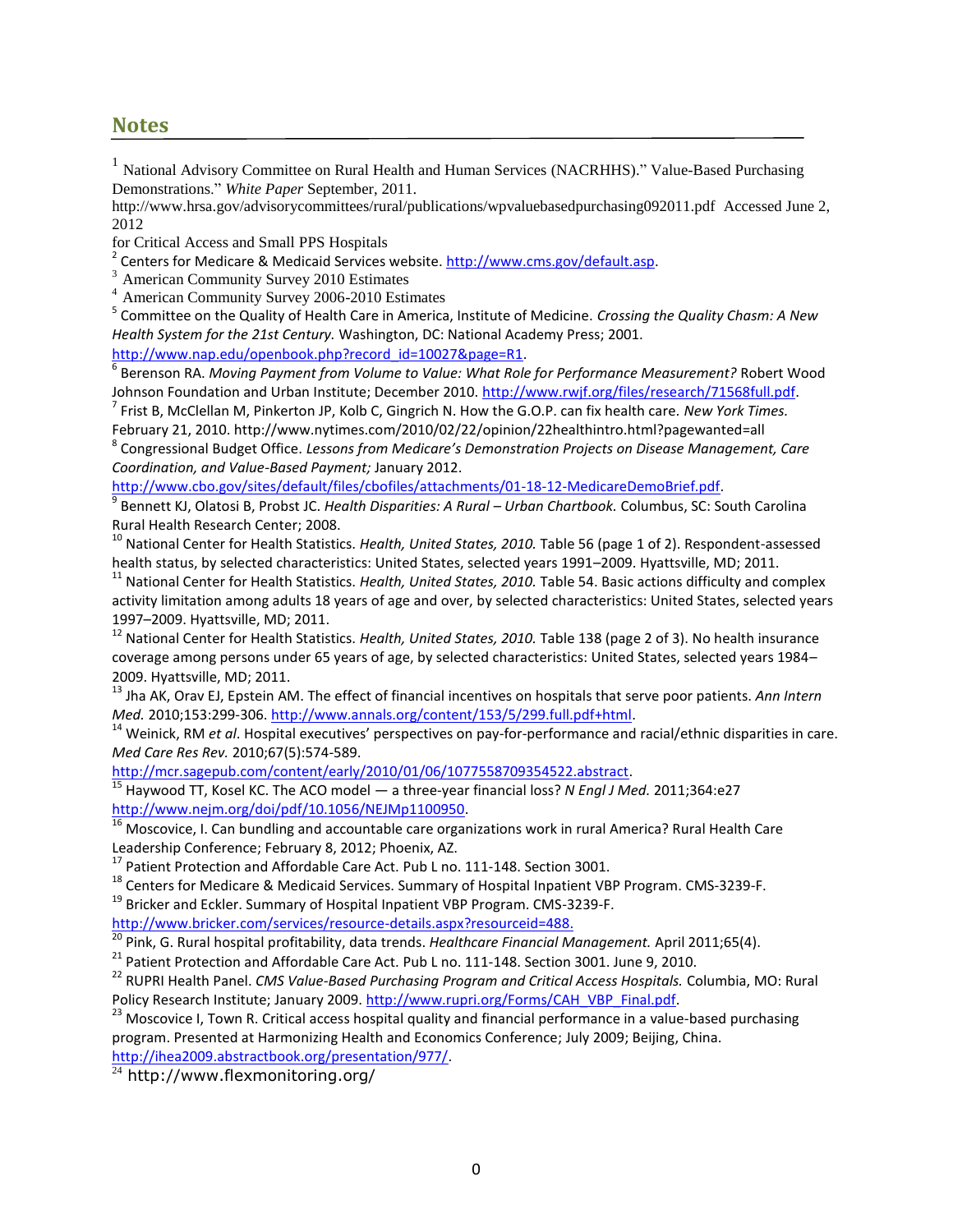## Notes

[1] National Advisory Committee on Rural Health and Human Services (NACRHHS)." Value-Based Purchasing Demonstrations." *White Paper* September, 2011.
http://www.hrsa.gov/advisorycommittees/rural/publications/wpvaluebasedpurchasing092011.pdf Accessed June 2, 2012
for Critical Access and Small PPS Hospitals

[2] Centers for Medicare & Medicaid Services website. http://www.cms.gov/default.asp.

[3] American Community Survey 2010 Estimates

[4] American Community Survey 2006-2010 Estimates

[5] Committee on the Quality of Health Care in America, Institute of Medicine. *Crossing the Quality Chasm: A New Health System for the 21st Century.* Washington, DC: National Academy Press; 2001. http://www.nap.edu/openbook.php?record_id=10027&page=R1.

[6] Berenson RA. *Moving Payment from Volume to Value: What Role for Performance Measurement?* Robert Wood Johnson Foundation and Urban Institute; December 2010. http://www.rwjf.org/files/research/71568full.pdf.

[7] Frist B, McClellan M, Pinkerton JP, Kolb C, Gingrich N. How the G.O.P. can fix health care. *New York Times.* February 21, 2010. http://www.nytimes.com/2010/02/22/opinion/22healthintro.html?pagewanted=all

[8] Congressional Budget Office. *Lessons from Medicare's Demonstration Projects on Disease Management, Care Coordination, and Value-Based Payment;* January 2012. http://www.cbo.gov/sites/default/files/cbofiles/attachments/01-18-12-MedicareDemoBrief.pdf.

[9] Bennett KJ, Olatosi B, Probst JC. *Health Disparities: A Rural – Urban Chartbook.* Columbus, SC: South Carolina Rural Health Research Center; 2008.

[10] National Center for Health Statistics. *Health, United States, 2010.* Table 56 (page 1 of 2). Respondent-assessed health status, by selected characteristics: United States, selected years 1991–2009. Hyattsville, MD; 2011.

[11] National Center for Health Statistics. *Health, United States, 2010.* Table 54. Basic actions difficulty and complex activity limitation among adults 18 years of age and over, by selected characteristics: United States, selected years 1997–2009. Hyattsville, MD; 2011.

[12] National Center for Health Statistics. *Health, United States, 2010.* Table 138 (page 2 of 3). No health insurance coverage among persons under 65 years of age, by selected characteristics: United States, selected years 1984–2009. Hyattsville, MD; 2011.

[13] Jha AK, Orav EJ, Epstein AM. The effect of financial incentives on hospitals that serve poor patients. *Ann Intern Med.* 2010;153:299-306. http://www.annals.org/content/153/5/299.full.pdf+html.

[14] Weinick, RM *et al*. Hospital executives' perspectives on pay-for-performance and racial/ethnic disparities in care. *Med Care Res Rev.* 2010;67(5):574-589. http://mcr.sagepub.com/content/early/2010/01/06/1077558709354522.abstract.

[15] Haywood TT, Kosel KC. The ACO model — a three-year financial loss? *N Engl J Med.* 2011;364:e27 http://www.nejm.org/doi/pdf/10.1056/NEJMp1100950.

[16] Moscovice, I. Can bundling and accountable care organizations work in rural America? Rural Health Care Leadership Conference; February 8, 2012; Phoenix, AZ.

[17] Patient Protection and Affordable Care Act. Pub L no. 111-148. Section 3001.

[18] Centers for Medicare & Medicaid Services. Summary of Hospital Inpatient VBP Program. CMS-3239-F.

[19] Bricker and Eckler. Summary of Hospital Inpatient VBP Program. CMS-3239-F. http://www.bricker.com/services/resource-details.aspx?resourceid=488.

[20] Pink, G. Rural hospital profitability, data trends. *Healthcare Financial Management.* April 2011;65(4).

[21] Patient Protection and Affordable Care Act. Pub L no. 111-148. Section 3001. June 9, 2010.

[22] RUPRI Health Panel. *CMS Value-Based Purchasing Program and Critical Access Hospitals.* Columbia, MO: Rural Policy Research Institute; January 2009. http://www.rupri.org/Forms/CAH_VBP_Final.pdf.

[23] Moscovice I, Town R. Critical access hospital quality and financial performance in a value-based purchasing program. Presented at Harmonizing Health and Economics Conference; July 2009; Beijing, China. http://ihea2009.abstractbook.org/presentation/977/.

[24] http://www.flexmonitoring.org/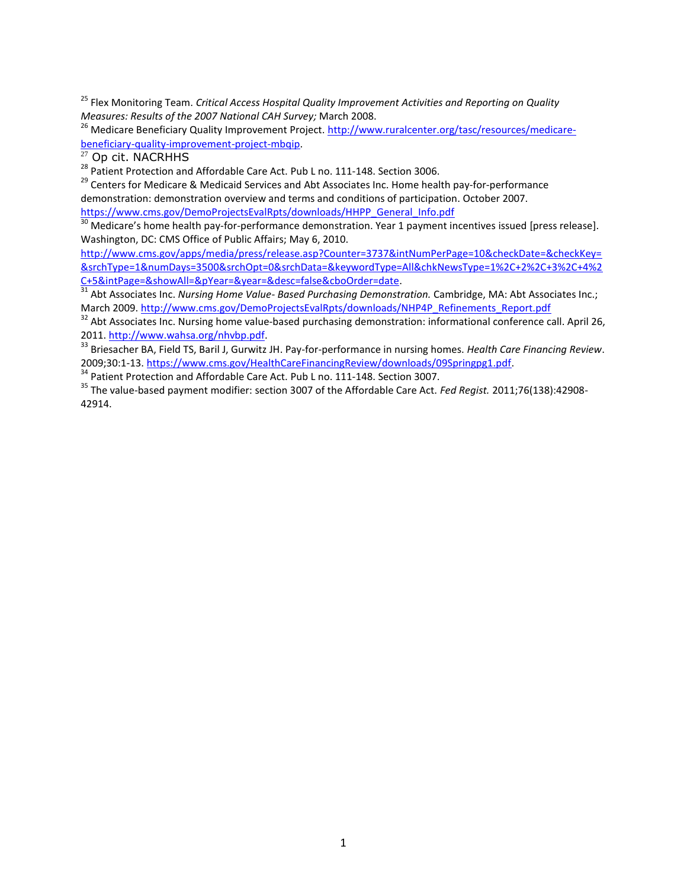[25] Flex Monitoring Team. *Critical Access Hospital Quality Improvement Activities and Reporting on Quality Measures: Results of the 2007 National CAH Survey;* March 2008.

[26] Medicare Beneficiary Quality Improvement Project. http://www.ruralcenter.org/tasc/resources/medicare-beneficiary-quality-improvement-project-mbqip.

[27] Op cit. NACRHHS

[28] Patient Protection and Affordable Care Act. Pub L no. 111-148. Section 3006.

[29] Centers for Medicare & Medicaid Services and Abt Associates Inc. Home health pay-for-performance demonstration: demonstration overview and terms and conditions of participation. October 2007. https://www.cms.gov/DemoProjectsEvalRpts/downloads/HHPP_General_Info.pdf

[30] Medicare's home health pay-for-performance demonstration. Year 1 payment incentives issued [press release]. Washington, DC: CMS Office of Public Affairs; May 6, 2010. http://www.cms.gov/apps/media/press/release.asp?Counter=3737&intNumPerPage=10&checkDate=&checkKey=&srchType=1&numDays=3500&srchOpt=0&srchData=&keywordType=All&chkNewsType=1%2C+2%2C+3%2C+4%2C+5&intPage=&showAll=&pYear=&year=&desc=false&cboOrder=date.

[31] Abt Associates Inc. *Nursing Home Value- Based Purchasing Demonstration.* Cambridge, MA: Abt Associates Inc.; March 2009. http://www.cms.gov/DemoProjectsEvalRpts/downloads/NHP4P_Refinements_Report.pdf

[32] Abt Associates Inc. Nursing home value-based purchasing demonstration: informational conference call. April 26, 2011. http://www.wahsa.org/nhvbp.pdf.

[33] Briesacher BA, Field TS, Baril J, Gurwitz JH. Pay-for-performance in nursing homes. *Health Care Financing Review*. 2009;30:1-13. https://www.cms.gov/HealthCareFinancingReview/downloads/09Springpg1.pdf.

[34] Patient Protection and Affordable Care Act. Pub L no. 111-148. Section 3007.

[35] The value-based payment modifier: section 3007 of the Affordable Care Act. *Fed Regist.* 2011;76(138):42908-42914.